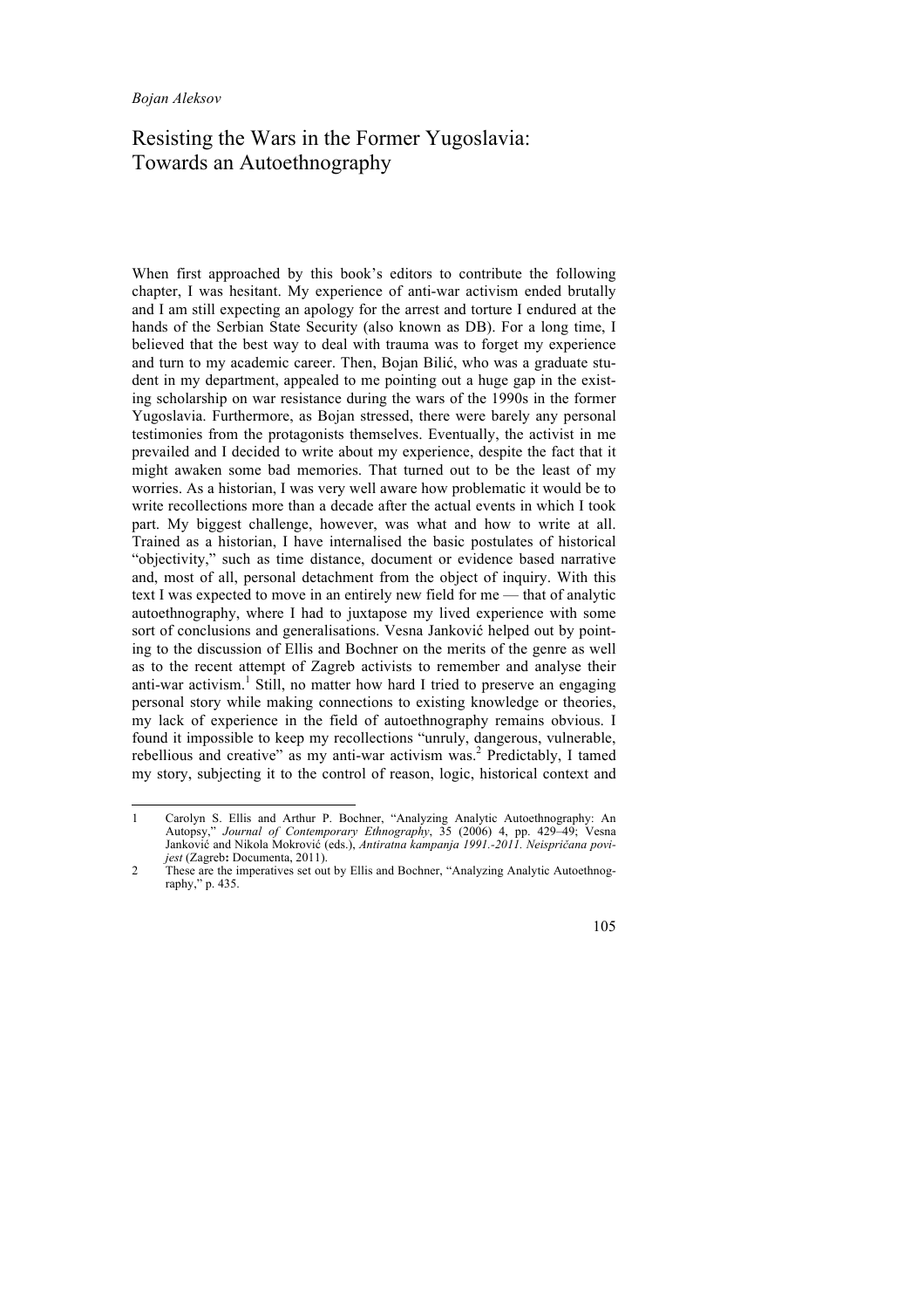*Bojan Aleksov*

# Resisting the Wars in the Former Yugoslavia: Towards an Autoethnography

When first approached by this book's editors to contribute the following chapter, I was hesitant. My experience of anti-war activism ended brutally and I am still expecting an apology for the arrest and torture I endured at the hands of the Serbian State Security (also known as DB). For a long time, I believed that the best way to deal with trauma was to forget my experience and turn to my academic career. Then, Bojan Bilić, who was a graduate student in my department, appealed to me pointing out a huge gap in the existing scholarship on war resistance during the wars of the 1990s in the former Yugoslavia. Furthermore, as Bojan stressed, there were barely any personal testimonies from the protagonists themselves. Eventually, the activist in me prevailed and I decided to write about my experience, despite the fact that it might awaken some bad memories. That turned out to be the least of my worries. As a historian, I was very well aware how problematic it would be to write recollections more than a decade after the actual events in which I took part. My biggest challenge, however, was what and how to write at all. Trained as a historian, I have internalised the basic postulates of historical "objectivity," such as time distance, document or evidence based narrative and, most of all, personal detachment from the object of inquiry. With this text I was expected to move in an entirely new field for me — that of analytic autoethnography, where I had to juxtapose my lived experience with some sort of conclusions and generalisations. Vesna Janković helped out by pointing to the discussion of Ellis and Bochner on the merits of the genre as well as to the recent attempt of Zagreb activists to remember and analyse their anti-war activism.[1] Still, no matter how hard I tried to preserve an engaging personal story while making connections to existing knowledge or theories, my lack of experience in the field of autoethnography remains obvious. I found it impossible to keep my recollections "unruly, dangerous, vulnerable, rebellious and creative" as my anti-war activism was.[2] Predictably, I tamed my story, subjecting it to the control of reason, logic, historical context and

---

1 Carolyn S. Ellis and Arthur P. Bochner, "Analyzing Analytic Autoethnography: An Autopsy," *Journal of Contemporary Ethnography*, 35 (2006) 4, pp. 429–49; Vesna Janković and Nikola Mokrović (eds.), *Antiratna kampanja 1991.-2011. Neispričana povijest* (Zagreb: Documenta, 2011).

2 These are the imperatives set out by Ellis and Bochner, "Analyzing Analytic Autoethnography," p. 435.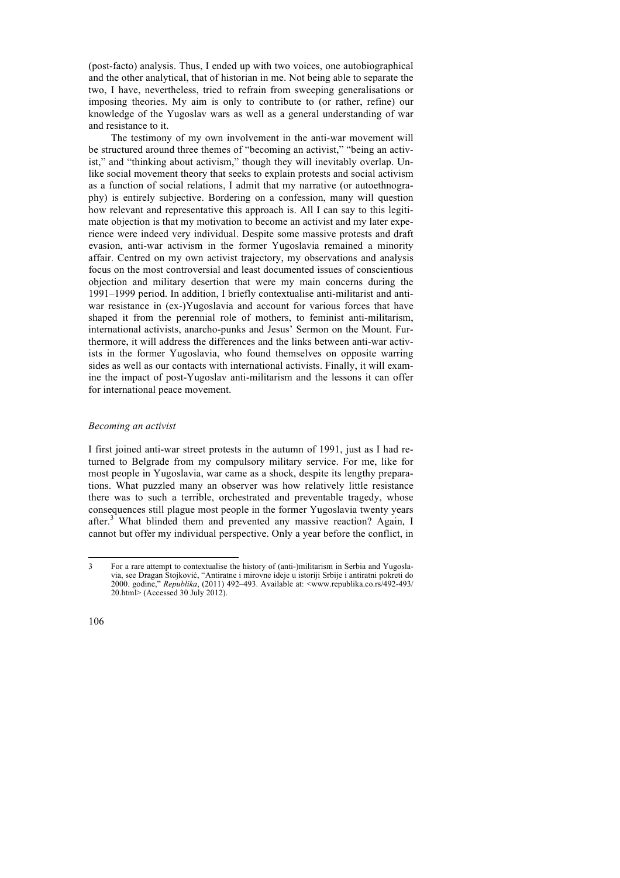(post-facto) analysis. Thus, I ended up with two voices, one autobiographical and the other analytical, that of historian in me. Not being able to separate the two, I have, nevertheless, tried to refrain from sweeping generalisations or imposing theories. My aim is only to contribute to (or rather, refine) our knowledge of the Yugoslav wars as well as a general understanding of war and resistance to it.

The testimony of my own involvement in the anti-war movement will be structured around three themes of "becoming an activist," "being an activist," and "thinking about activism," though they will inevitably overlap. Unlike social movement theory that seeks to explain protests and social activism as a function of social relations, I admit that my narrative (or autoethnography) is entirely subjective. Bordering on a confession, many will question how relevant and representative this approach is. All I can say to this legitimate objection is that my motivation to become an activist and my later experience were indeed very individual. Despite some massive protests and draft evasion, anti-war activism in the former Yugoslavia remained a minority affair. Centred on my own activist trajectory, my observations and analysis focus on the most controversial and least documented issues of conscientious objection and military desertion that were my main concerns during the 1991–1999 period. In addition, I briefly contextualise anti-militarist and anti-war resistance in (ex-)Yugoslavia and account for various forces that have shaped it from the perennial role of mothers, to feminist anti-militarism, international activists, anarcho-punks and Jesus' Sermon on the Mount. Furthermore, it will address the differences and the links between anti-war activists in the former Yugoslavia, who found themselves on opposite warring sides as well as our contacts with international activists. Finally, it will examine the impact of post-Yugoslav anti-militarism and the lessons it can offer for international peace movement.

### *Becoming an activist*

I first joined anti-war street protests in the autumn of 1991, just as I had returned to Belgrade from my compulsory military service. For me, like for most people in Yugoslavia, war came as a shock, despite its lengthy preparations. What puzzled many an observer was how relatively little resistance there was to such a terrible, orchestrated and preventable tragedy, whose consequences still plague most people in the former Yugoslavia twenty years after.[3] What blinded them and prevented any massive reaction? Again, I cannot but offer my individual perspective. Only a year before the conflict, in

---

3 For a rare attempt to contextualise the history of (anti-)militarism in Serbia and Yugoslavia, see Dragan Stojković, "Antiratne i mirovne ideje u istoriji Srbije i antiratni pokreti do 2000. godine," *Republika*, (2011) 492–493. Available at: <www.republika.co.rs/492-493/20.html> (Accessed 30 July 2012).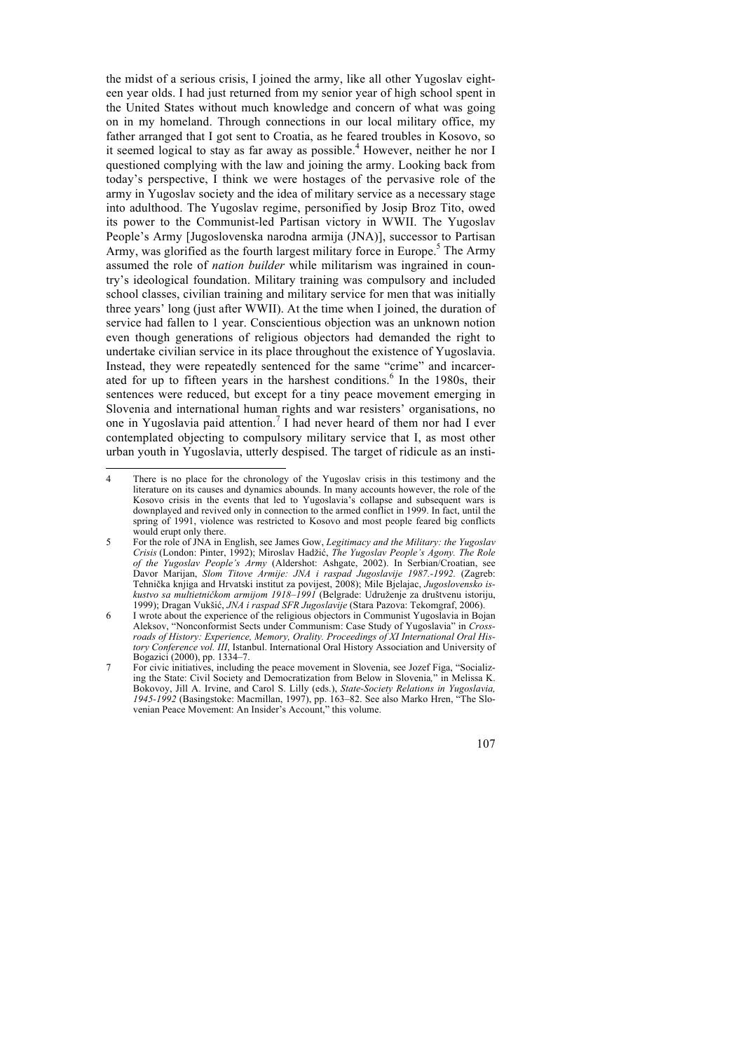the midst of a serious crisis, I joined the army, like all other Yugoslav eighteen year olds. I had just returned from my senior year of high school spent in the United States without much knowledge and concern of what was going on in my homeland. Through connections in our local military office, my father arranged that I got sent to Croatia, as he feared troubles in Kosovo, so it seemed logical to stay as far away as possible.[4] However, neither he nor I questioned complying with the law and joining the army. Looking back from today's perspective, I think we were hostages of the pervasive role of the army in Yugoslav society and the idea of military service as a necessary stage into adulthood. The Yugoslav regime, personified by Josip Broz Tito, owed its power to the Communist-led Partisan victory in WWII. The Yugoslav People's Army [Jugoslovenska narodna armija (JNA)], successor to Partisan Army, was glorified as the fourth largest military force in Europe.[5] The Army assumed the role of *nation builder* while militarism was ingrained in country's ideological foundation. Military training was compulsory and included school classes, civilian training and military service for men that was initially three years' long (just after WWII). At the time when I joined, the duration of service had fallen to 1 year. Conscientious objection was an unknown notion even though generations of religious objectors had demanded the right to undertake civilian service in its place throughout the existence of Yugoslavia. Instead, they were repeatedly sentenced for the same "crime" and incarcerated for up to fifteen years in the harshest conditions.[6] In the 1980s, their sentences were reduced, but except for a tiny peace movement emerging in Slovenia and international human rights and war resisters' organisations, no one in Yugoslavia paid attention.[7] I had never heard of them nor had I ever contemplated objecting to compulsory military service that I, as most other urban youth in Yugoslavia, utterly despised. The target of ridicule as an insti-

---

4 There is no place for the chronology of the Yugoslav crisis in this testimony and the literature on its causes and dynamics abounds. In many accounts however, the role of the Kosovo crisis in the events that led to Yugoslavia's collapse and subsequent wars is downplayed and revived only in connection to the armed conflict in 1999. In fact, until the spring of 1991, violence was restricted to Kosovo and most people feared big conflicts would erupt only there.

5 For the role of JNA in English, see James Gow, *Legitimacy and the Military: the Yugoslav Crisis* (London: Pinter, 1992); Miroslav Hadžić, *The Yugoslav People's Agony. The Role of the Yugoslav People's Army* (Aldershot: Ashgate, 2002). In Serbian/Croatian, see Davor Marijan, *Slom Titove Armije: JNA i raspad Jugoslavije 1987.-1992.* (Zagreb: Tehnička knjiga and Hrvatski institut za povijest, 2008); Mile Bjelajac, *Jugoslovensko iskustvo sa multietničkom armijom 1918–1991* (Belgrade: Udruženje za društvenu istoriju, 1999); Dragan Vukšić, *JNA i raspad SFR Jugoslavije* (Stara Pazova: Tekomgraf, 2006).

6 I wrote about the experience of the religious objectors in Communist Yugoslavia in Bojan Aleksov, "Nonconformist Sects under Communism: Case Study of Yugoslavia" in *Crossroads of History: Experience, Memory, Orality. Proceedings of XI International Oral History Conference vol. III*, Istanbul. International Oral History Association and University of Bogazici (2000), pp. 1334–7.

7 For civic initiatives, including the peace movement in Slovenia, see Jozef Figa, "Socializing the State: Civil Society and Democratization from Below in Slovenia," in Melissa K. Bokovoy, Jill A. Irvine, and Carol S. Lilly (eds.), *State-Society Relations in Yugoslavia, 1945-1992* (Basingstoke: Macmillan, 1997), pp. 163–82. See also Marko Hren, "The Slovenian Peace Movement: An Insider's Account," this volume.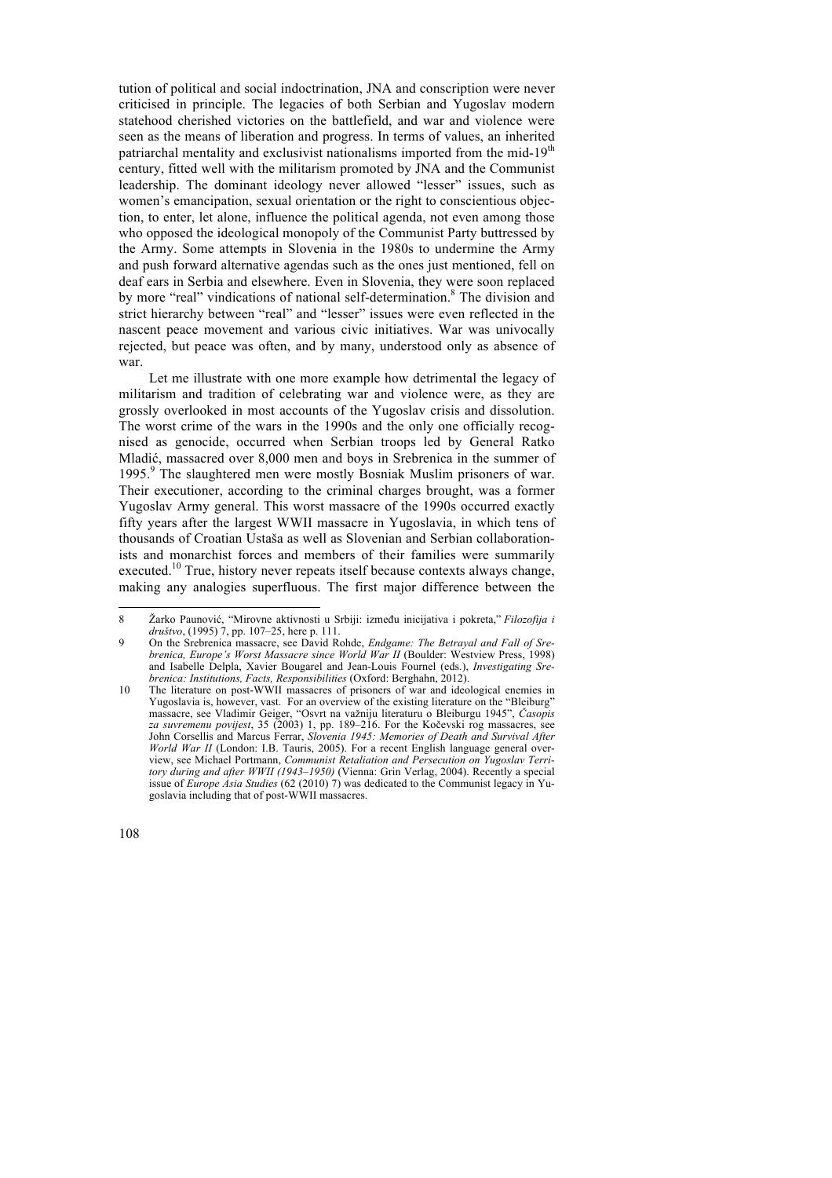tution of political and social indoctrination, JNA and conscription were never criticised in principle. The legacies of both Serbian and Yugoslav modern statehood cherished victories on the battlefield, and war and violence were seen as the means of liberation and progress. In terms of values, an inherited patriarchal mentality and exclusivist nationalisms imported from the mid-19th century, fitted well with the militarism promoted by JNA and the Communist leadership. The dominant ideology never allowed "lesser" issues, such as women's emancipation, sexual orientation or the right to conscientious objection, to enter, let alone, influence the political agenda, not even among those who opposed the ideological monopoly of the Communist Party buttressed by the Army. Some attempts in Slovenia in the 1980s to undermine the Army and push forward alternative agendas such as the ones just mentioned, fell on deaf ears in Serbia and elsewhere. Even in Slovenia, they were soon replaced by more "real" vindications of national self-determination.[8] The division and strict hierarchy between "real" and "lesser" issues were even reflected in the nascent peace movement and various civic initiatives. War was univocally rejected, but peace was often, and by many, understood only as absence of war.

Let me illustrate with one more example how detrimental the legacy of militarism and tradition of celebrating war and violence were, as they are grossly overlooked in most accounts of the Yugoslav crisis and dissolution. The worst crime of the wars in the 1990s and the only one officially recognised as genocide, occurred when Serbian troops led by General Ratko Mladić, massacred over 8,000 men and boys in Srebrenica in the summer of 1995.[9] The slaughtered men were mostly Bosniak Muslim prisoners of war. Their executioner, according to the criminal charges brought, was a former Yugoslav Army general. This worst massacre of the 1990s occurred exactly fifty years after the largest WWII massacre in Yugoslavia, in which tens of thousands of Croatian Ustaša as well as Slovenian and Serbian collaborationists and monarchist forces and members of their families were summarily executed.[10] True, history never repeats itself because contexts always change, making any analogies superfluous. The first major difference between the

---

8 Žarko Paunović, "Mirovne aktivnosti u Srbiji: između inicijativa i pokreta," *Filozofija i društvo*, (1995) 7, pp. 107–25, here p. 111.

9 On the Srebrenica massacre, see David Rohde, *Endgame: The Betrayal and Fall of Srebrenica, Europe's Worst Massacre since World War II* (Boulder: Westview Press, 1998) and Isabelle Delpla, Xavier Bougarel and Jean-Louis Fournel (eds.), *Investigating Srebrenica: Institutions, Facts, Responsibilities* (Oxford: Berghahn, 2012).

10 The literature on post-WWII massacres of prisoners of war and ideological enemies in Yugoslavia is, however, vast. For an overview of the existing literature on the "Bleiburg" massacre, see Vladimir Geiger, "Osvrt na važniju literaturu o Bleiburgu 1945", *Časopis za suvremenu povijest*, 35 (2003) 1, pp. 189–216. For the Kočevski rog massacres, see John Corsellis and Marcus Ferrar, *Slovenia 1945: Memories of Death and Survival After World War II* (London: I.B. Tauris, 2005). For a recent English language general overview, see Michael Portmann, *Communist Retaliation and Persecution on Yugoslav Territory during and after WWII (1943–1950)* (Vienna: Grin Verlag, 2004). Recently a special issue of *Europe Asia Studies* (62 (2010) 7) was dedicated to the Communist legacy in Yugoslavia including that of post-WWII massacres.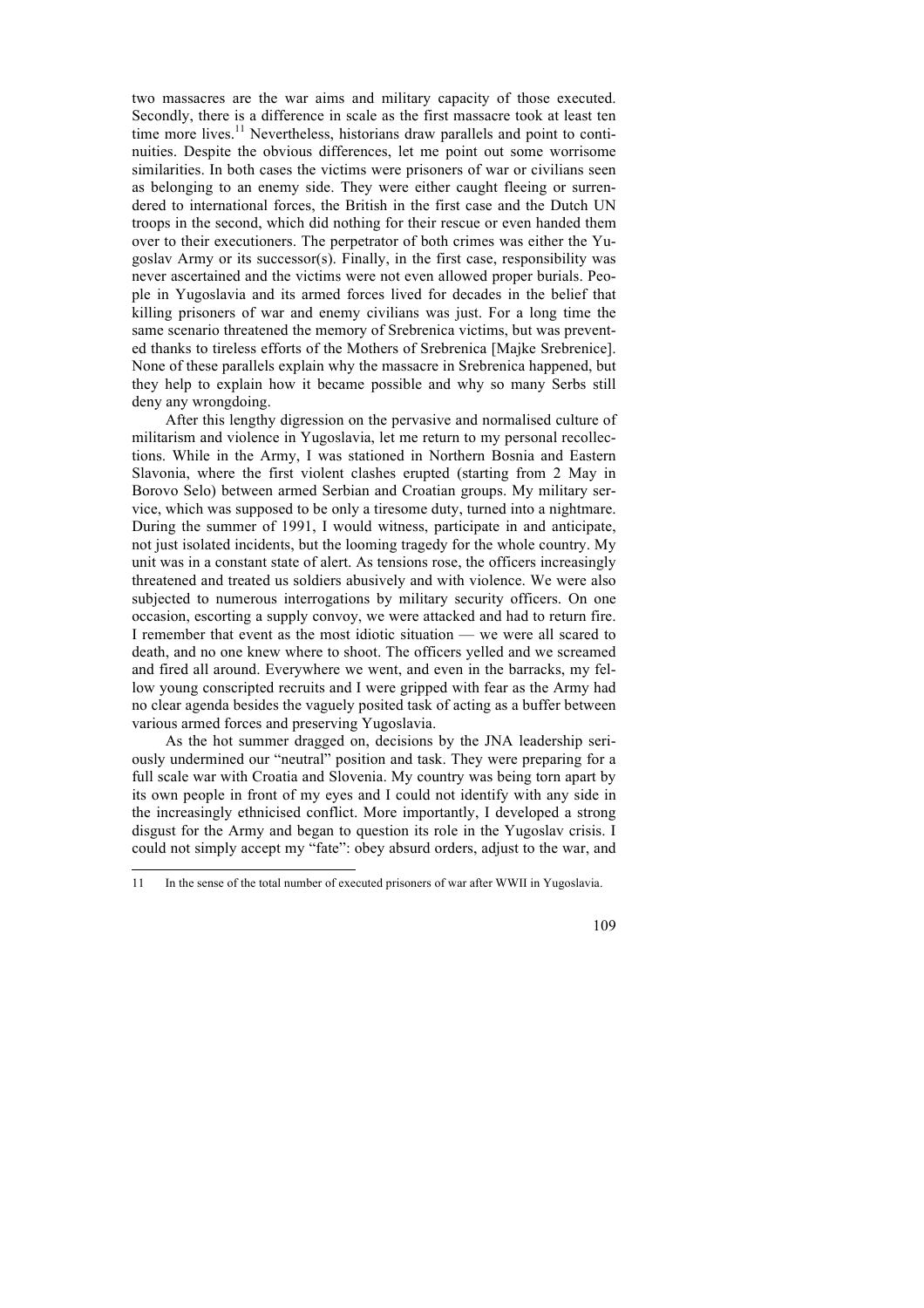two massacres are the war aims and military capacity of those executed. Secondly, there is a difference in scale as the first massacre took at least ten time more lives.[11] Nevertheless, historians draw parallels and point to continuities. Despite the obvious differences, let me point out some worrisome similarities. In both cases the victims were prisoners of war or civilians seen as belonging to an enemy side. They were either caught fleeing or surrendered to international forces, the British in the first case and the Dutch UN troops in the second, which did nothing for their rescue or even handed them over to their executioners. The perpetrator of both crimes was either the Yugoslav Army or its successor(s). Finally, in the first case, responsibility was never ascertained and the victims were not even allowed proper burials. People in Yugoslavia and its armed forces lived for decades in the belief that killing prisoners of war and enemy civilians was just. For a long time the same scenario threatened the memory of Srebrenica victims, but was prevented thanks to tireless efforts of the Mothers of Srebrenica [Majke Srebrenice]. None of these parallels explain why the massacre in Srebrenica happened, but they help to explain how it became possible and why so many Serbs still deny any wrongdoing.

After this lengthy digression on the pervasive and normalised culture of militarism and violence in Yugoslavia, let me return to my personal recollections. While in the Army, I was stationed in Northern Bosnia and Eastern Slavonia, where the first violent clashes erupted (starting from 2 May in Borovo Selo) between armed Serbian and Croatian groups. My military service, which was supposed to be only a tiresome duty, turned into a nightmare. During the summer of 1991, I would witness, participate in and anticipate, not just isolated incidents, but the looming tragedy for the whole country. My unit was in a constant state of alert. As tensions rose, the officers increasingly threatened and treated us soldiers abusively and with violence. We were also subjected to numerous interrogations by military security officers. On one occasion, escorting a supply convoy, we were attacked and had to return fire. I remember that event as the most idiotic situation — we were all scared to death, and no one knew where to shoot. The officers yelled and we screamed and fired all around. Everywhere we went, and even in the barracks, my fellow young conscripted recruits and I were gripped with fear as the Army had no clear agenda besides the vaguely posited task of acting as a buffer between various armed forces and preserving Yugoslavia.

As the hot summer dragged on, decisions by the JNA leadership seriously undermined our "neutral" position and task. They were preparing for a full scale war with Croatia and Slovenia. My country was being torn apart by its own people in front of my eyes and I could not identify with any side in the increasingly ethnicised conflict. More importantly, I developed a strong disgust for the Army and began to question its role in the Yugoslav crisis. I could not simply accept my "fate": obey absurd orders, adjust to the war, and

---

11 In the sense of the total number of executed prisoners of war after WWII in Yugoslavia.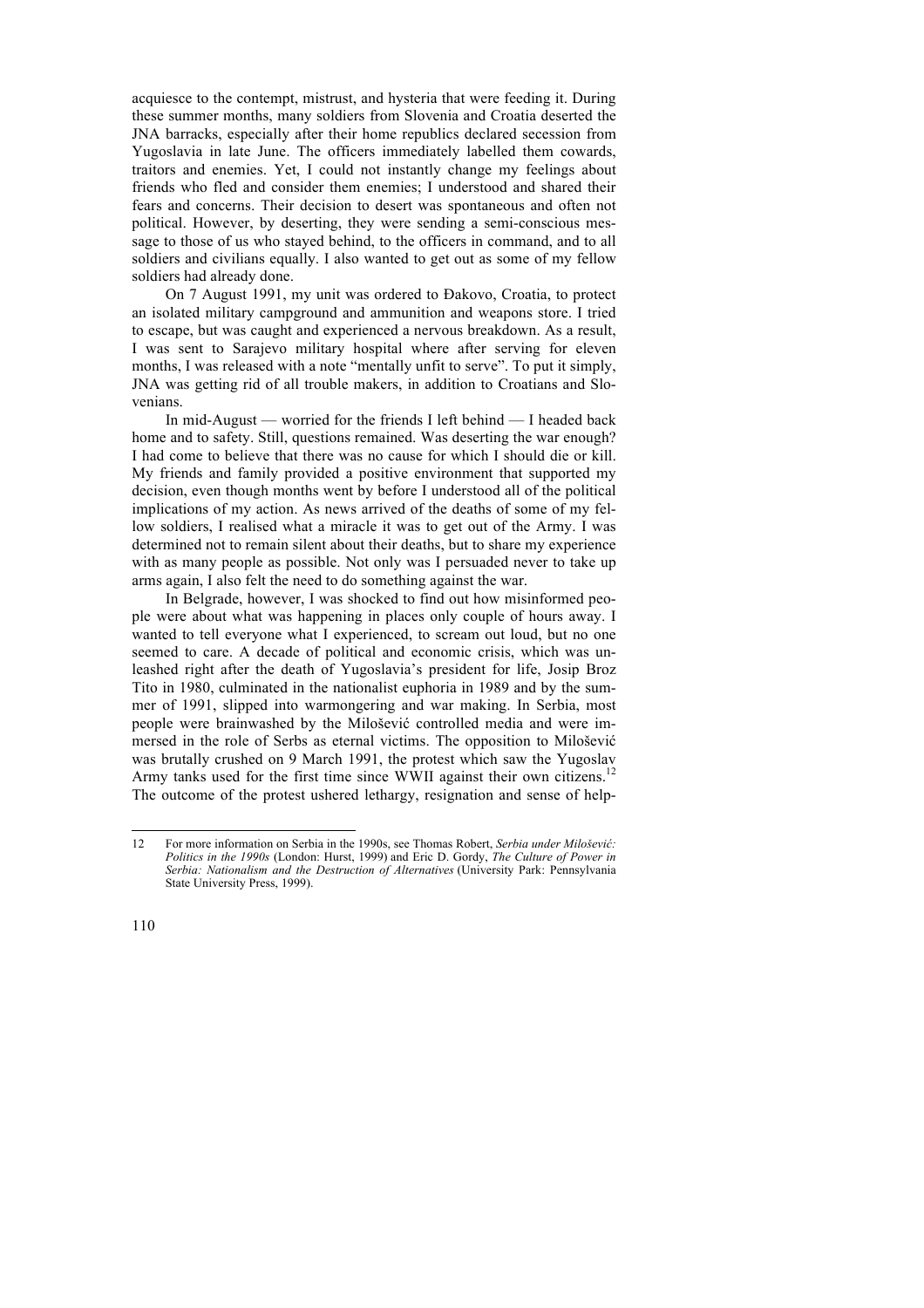acquiesce to the contempt, mistrust, and hysteria that were feeding it. During these summer months, many soldiers from Slovenia and Croatia deserted the JNA barracks, especially after their home republics declared secession from Yugoslavia in late June. The officers immediately labelled them cowards, traitors and enemies. Yet, I could not instantly change my feelings about friends who fled and consider them enemies; I understood and shared their fears and concerns. Their decision to desert was spontaneous and often not political. However, by deserting, they were sending a semi-conscious message to those of us who stayed behind, to the officers in command, and to all soldiers and civilians equally. I also wanted to get out as some of my fellow soldiers had already done.

On 7 August 1991, my unit was ordered to Đakovo, Croatia, to protect an isolated military campground and ammunition and weapons store. I tried to escape, but was caught and experienced a nervous breakdown. As a result, I was sent to Sarajevo military hospital where after serving for eleven months, I was released with a note "mentally unfit to serve". To put it simply, JNA was getting rid of all trouble makers, in addition to Croatians and Slovenians.

In mid-August — worried for the friends I left behind — I headed back home and to safety. Still, questions remained. Was deserting the war enough? I had come to believe that there was no cause for which I should die or kill. My friends and family provided a positive environment that supported my decision, even though months went by before I understood all of the political implications of my action. As news arrived of the deaths of some of my fellow soldiers, I realised what a miracle it was to get out of the Army. I was determined not to remain silent about their deaths, but to share my experience with as many people as possible. Not only was I persuaded never to take up arms again, I also felt the need to do something against the war.

In Belgrade, however, I was shocked to find out how misinformed people were about what was happening in places only couple of hours away. I wanted to tell everyone what I experienced, to scream out loud, but no one seemed to care. A decade of political and economic crisis, which was unleashed right after the death of Yugoslavia's president for life, Josip Broz Tito in 1980, culminated in the nationalist euphoria in 1989 and by the summer of 1991, slipped into warmongering and war making. In Serbia, most people were brainwashed by the Milošević controlled media and were immersed in the role of Serbs as eternal victims. The opposition to Milošević was brutally crushed on 9 March 1991, the protest which saw the Yugoslav Army tanks used for the first time since WWII against their own citizens.[12] The outcome of the protest ushered lethargy, resignation and sense of help-

---

12 For more information on Serbia in the 1990s, see Thomas Robert, *Serbia under Milošević: Politics in the 1990s* (London: Hurst, 1999) and Eric D. Gordy, *The Culture of Power in Serbia: Nationalism and the Destruction of Alternatives* (University Park: Pennsylvania State University Press, 1999).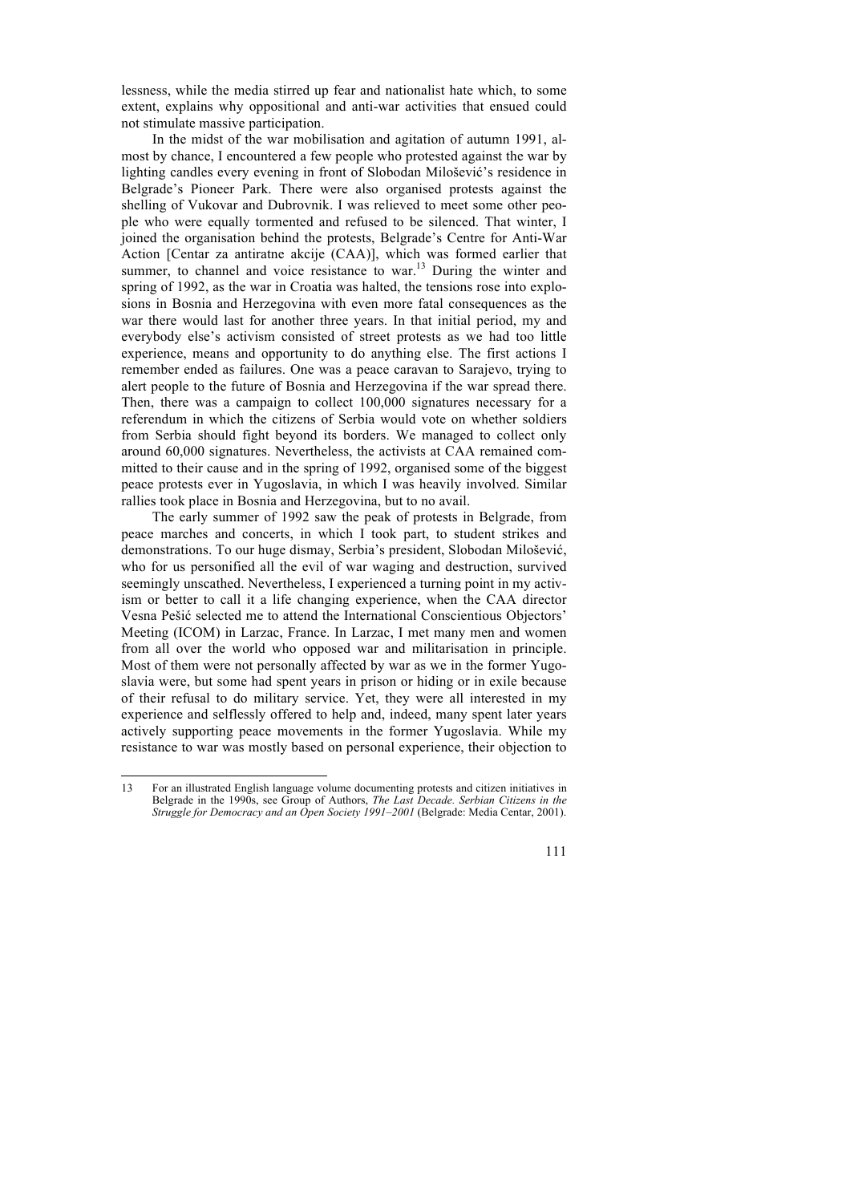lessness, while the media stirred up fear and nationalist hate which, to some extent, explains why oppositional and anti-war activities that ensued could not stimulate massive participation.

In the midst of the war mobilisation and agitation of autumn 1991, almost by chance, I encountered a few people who protested against the war by lighting candles every evening in front of Slobodan Milošević's residence in Belgrade's Pioneer Park. There were also organised protests against the shelling of Vukovar and Dubrovnik. I was relieved to meet some other people who were equally tormented and refused to be silenced. That winter, I joined the organisation behind the protests, Belgrade's Centre for Anti-War Action [Centar za antiratne akcije (CAA)], which was formed earlier that summer, to channel and voice resistance to war.[13] During the winter and spring of 1992, as the war in Croatia was halted, the tensions rose into explosions in Bosnia and Herzegovina with even more fatal consequences as the war there would last for another three years. In that initial period, my and everybody else's activism consisted of street protests as we had too little experience, means and opportunity to do anything else. The first actions I remember ended as failures. One was a peace caravan to Sarajevo, trying to alert people to the future of Bosnia and Herzegovina if the war spread there. Then, there was a campaign to collect 100,000 signatures necessary for a referendum in which the citizens of Serbia would vote on whether soldiers from Serbia should fight beyond its borders. We managed to collect only around 60,000 signatures. Nevertheless, the activists at CAA remained committed to their cause and in the spring of 1992, organised some of the biggest peace protests ever in Yugoslavia, in which I was heavily involved. Similar rallies took place in Bosnia and Herzegovina, but to no avail.

The early summer of 1992 saw the peak of protests in Belgrade, from peace marches and concerts, in which I took part, to student strikes and demonstrations. To our huge dismay, Serbia's president, Slobodan Milošević, who for us personified all the evil of war waging and destruction, survived seemingly unscathed. Nevertheless, I experienced a turning point in my activism or better to call it a life changing experience, when the CAA director Vesna Pešić selected me to attend the International Conscientious Objectors' Meeting (ICOM) in Larzac, France. In Larzac, I met many men and women from all over the world who opposed war and militarisation in principle. Most of them were not personally affected by war as we in the former Yugoslavia were, but some had spent years in prison or hiding or in exile because of their refusal to do military service. Yet, they were all interested in my experience and selflessly offered to help and, indeed, many spent later years actively supporting peace movements in the former Yugoslavia. While my resistance to war was mostly based on personal experience, their objection to

---

13 For an illustrated English language volume documenting protests and citizen initiatives in Belgrade in the 1990s, see Group of Authors, *The Last Decade. Serbian Citizens in the Struggle for Democracy and an Open Society 1991–2001* (Belgrade: Media Centar, 2001).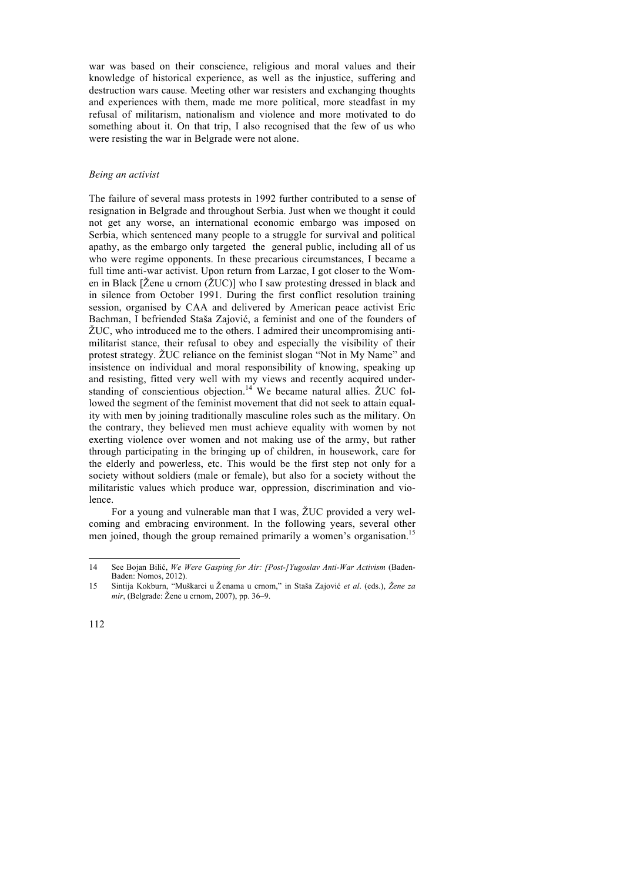war was based on their conscience, religious and moral values and their knowledge of historical experience, as well as the injustice, suffering and destruction wars cause. Meeting other war resisters and exchanging thoughts and experiences with them, made me more political, more steadfast in my refusal of militarism, nationalism and violence and more motivated to do something about it. On that trip, I also recognised that the few of us who were resisting the war in Belgrade were not alone.

### *Being an activist*

The failure of several mass protests in 1992 further contributed to a sense of resignation in Belgrade and throughout Serbia. Just when we thought it could not get any worse, an international economic embargo was imposed on Serbia, which sentenced many people to a struggle for survival and political apathy, as the embargo only targeted the general public, including all of us who were regime opponents. In these precarious circumstances, I became a full time anti-war activist. Upon return from Larzac, I got closer to the Women in Black [Žene u crnom (ŽUC)] who I saw protesting dressed in black and in silence from October 1991. During the first conflict resolution training session, organised by CAA and delivered by American peace activist Eric Bachman, I befriended Staša Zajović, a feminist and one of the founders of ŽUC, who introduced me to the others. I admired their uncompromising antimilitarist stance, their refusal to obey and especially the visibility of their protest strategy. ŽUC reliance on the feminist slogan "Not in My Name" and insistence on individual and moral responsibility of knowing, speaking up and resisting, fitted very well with my views and recently acquired understanding of conscientious objection.[14] We became natural allies. ŽUC followed the segment of the feminist movement that did not seek to attain equality with men by joining traditionally masculine roles such as the military. On the contrary, they believed men must achieve equality with women by not exerting violence over women and not making use of the army, but rather through participating in the bringing up of children, in housework, care for the elderly and powerless, etc. This would be the first step not only for a society without soldiers (male or female), but also for a society without the militaristic values which produce war, oppression, discrimination and violence.

For a young and vulnerable man that I was, ŽUC provided a very welcoming and embracing environment. In the following years, several other men joined, though the group remained primarily a women's organisation.[15]

---

14 See Bojan Bilić, *We Were Gasping for Air: [Post-]Yugoslav Anti-War Activism* (Baden-Baden: Nomos, 2012).

15 Sintija Kokburn, "Muškarci u Ženama u crnom," in Staša Zajović *et al*. (eds.), *Žene za mir*, (Belgrade: Žene u crnom, 2007), pp. 36–9.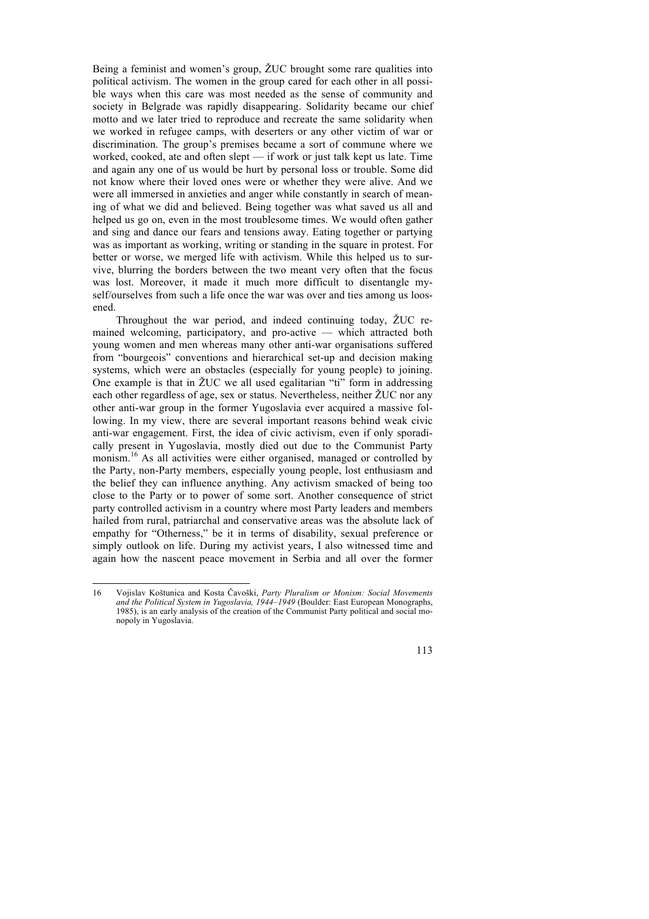Being a feminist and women's group, ŽUC brought some rare qualities into political activism. The women in the group cared for each other in all possible ways when this care was most needed as the sense of community and society in Belgrade was rapidly disappearing. Solidarity became our chief motto and we later tried to reproduce and recreate the same solidarity when we worked in refugee camps, with deserters or any other victim of war or discrimination. The group's premises became a sort of commune where we worked, cooked, ate and often slept — if work or just talk kept us late. Time and again any one of us would be hurt by personal loss or trouble. Some did not know where their loved ones were or whether they were alive. And we were all immersed in anxieties and anger while constantly in search of meaning of what we did and believed. Being together was what saved us all and helped us go on, even in the most troublesome times. We would often gather and sing and dance our fears and tensions away. Eating together or partying was as important as working, writing or standing in the square in protest. For better or worse, we merged life with activism. While this helped us to survive, blurring the borders between the two meant very often that the focus was lost. Moreover, it made it much more difficult to disentangle myself/ourselves from such a life once the war was over and ties among us loosened.

Throughout the war period, and indeed continuing today, ŽUC remained welcoming, participatory, and pro-active — which attracted both young women and men whereas many other anti-war organisations suffered from "bourgeois" conventions and hierarchical set-up and decision making systems, which were an obstacles (especially for young people) to joining. One example is that in ŽUC we all used egalitarian "ti" form in addressing each other regardless of age, sex or status. Nevertheless, neither ŽUC nor any other anti-war group in the former Yugoslavia ever acquired a massive following. In my view, there are several important reasons behind weak civic anti-war engagement. First, the idea of civic activism, even if only sporadically present in Yugoslavia, mostly died out due to the Communist Party monism.[16] As all activities were either organised, managed or controlled by the Party, non-Party members, especially young people, lost enthusiasm and the belief they can influence anything. Any activism smacked of being too close to the Party or to power of some sort. Another consequence of strict party controlled activism in a country where most Party leaders and members hailed from rural, patriarchal and conservative areas was the absolute lack of empathy for "Otherness," be it in terms of disability, sexual preference or simply outlook on life. During my activist years, I also witnessed time and again how the nascent peace movement in Serbia and all over the former

---

16 Vojislav Koštunica and Kosta Čavoški, *Party Pluralism or Monism: Social Movements and the Political System in Yugoslavia, 1944–1949* (Boulder: East European Monographs, 1985), is an early analysis of the creation of the Communist Party political and social monopoly in Yugoslavia.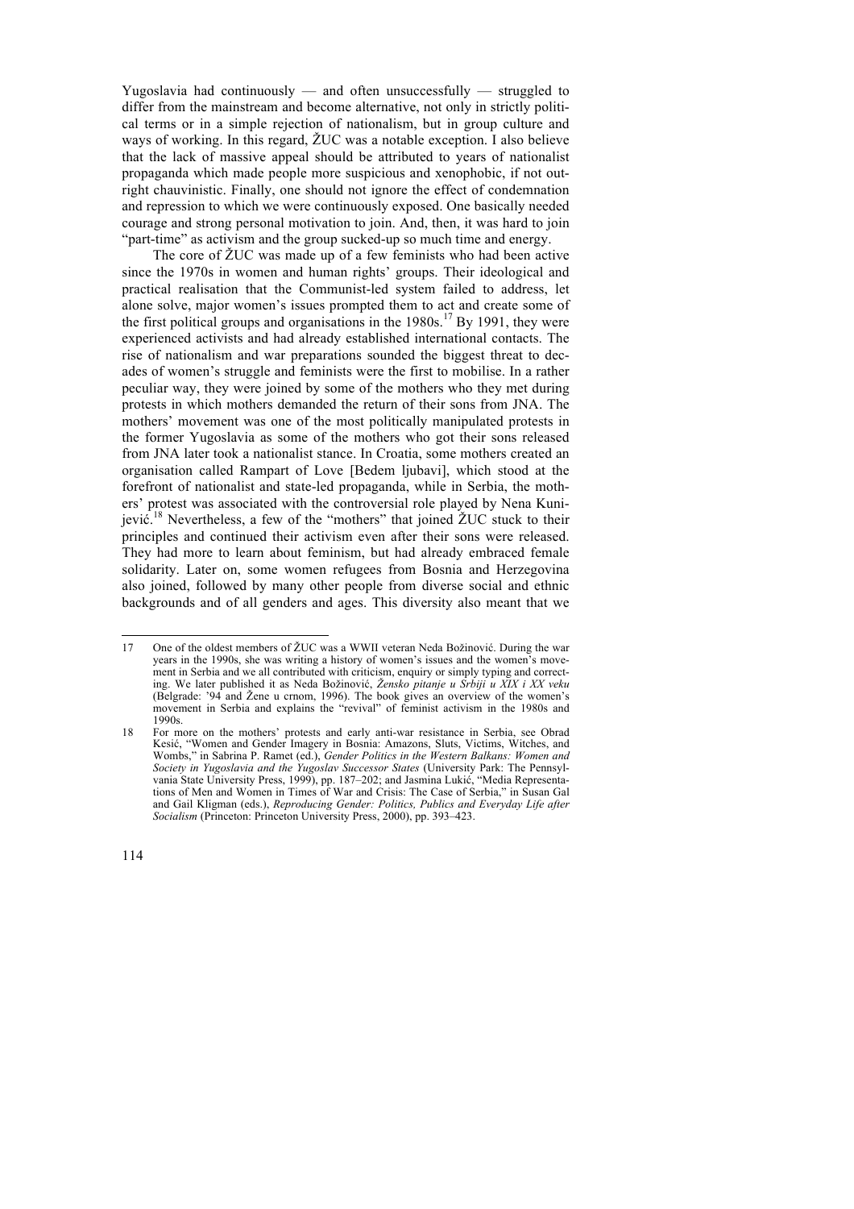Yugoslavia had continuously — and often unsuccessfully — struggled to differ from the mainstream and become alternative, not only in strictly political terms or in a simple rejection of nationalism, but in group culture and ways of working. In this regard, ŽUC was a notable exception. I also believe that the lack of massive appeal should be attributed to years of nationalist propaganda which made people more suspicious and xenophobic, if not outright chauvinistic. Finally, one should not ignore the effect of condemnation and repression to which we were continuously exposed. One basically needed courage and strong personal motivation to join. And, then, it was hard to join "part-time" as activism and the group sucked-up so much time and energy.

The core of ŽUC was made up of a few feminists who had been active since the 1970s in women and human rights' groups. Their ideological and practical realisation that the Communist-led system failed to address, let alone solve, major women's issues prompted them to act and create some of the first political groups and organisations in the 1980s.[17] By 1991, they were experienced activists and had already established international contacts. The rise of nationalism and war preparations sounded the biggest threat to decades of women's struggle and feminists were the first to mobilise. In a rather peculiar way, they were joined by some of the mothers who they met during protests in which mothers demanded the return of their sons from JNA. The mothers' movement was one of the most politically manipulated protests in the former Yugoslavia as some of the mothers who got their sons released from JNA later took a nationalist stance. In Croatia, some mothers created an organisation called Rampart of Love [Bedem ljubavi], which stood at the forefront of nationalist and state-led propaganda, while in Serbia, the mothers' protest was associated with the controversial role played by Nena Kunijević.[18] Nevertheless, a few of the "mothers" that joined ŽUC stuck to their principles and continued their activism even after their sons were released. They had more to learn about feminism, but had already embraced female solidarity. Later on, some women refugees from Bosnia and Herzegovina also joined, followed by many other people from diverse social and ethnic backgrounds and of all genders and ages. This diversity also meant that we

---

17 One of the oldest members of ŽUC was a WWII veteran Neda Božinović. During the war years in the 1990s, she was writing a history of women's issues and the women's movement in Serbia and we all contributed with criticism, enquiry or simply typing and correcting. We later published it as Neda Božinović, *Žensko pitanje u Srbiji u XIX i XX veku* (Belgrade: '94 and Žene u crnom, 1996). The book gives an overview of the women's movement in Serbia and explains the "revival" of feminist activism in the 1980s and 1990s.

18 For more on the mothers' protests and early anti-war resistance in Serbia, see Obrad Kesić, "Women and Gender Imagery in Bosnia: Amazons, Sluts, Victims, Witches, and Wombs," in Sabrina P. Ramet (ed.), *Gender Politics in the Western Balkans: Women and Society in Yugoslavia and the Yugoslav Successor States* (University Park: The Pennsylvania State University Press, 1999), pp. 187–202; and Jasmina Lukić, "Media Representations of Men and Women in Times of War and Crisis: The Case of Serbia," in Susan Gal and Gail Kligman (eds.), *Reproducing Gender: Politics, Publics and Everyday Life after Socialism* (Princeton: Princeton University Press, 2000), pp. 393–423.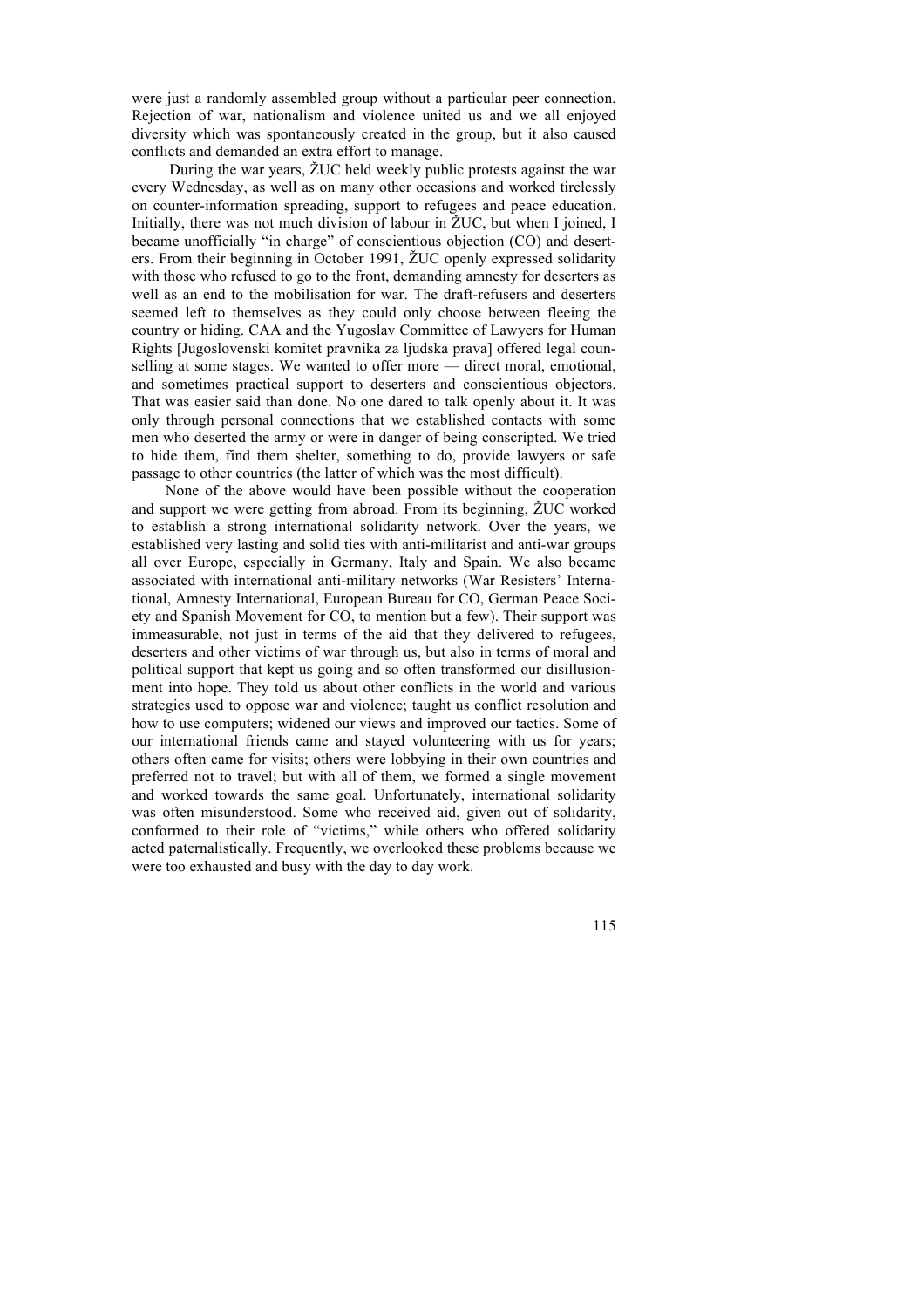were just a randomly assembled group without a particular peer connection. Rejection of war, nationalism and violence united us and we all enjoyed diversity which was spontaneously created in the group, but it also caused conflicts and demanded an extra effort to manage.

During the war years, ŽUC held weekly public protests against the war every Wednesday, as well as on many other occasions and worked tirelessly on counter-information spreading, support to refugees and peace education. Initially, there was not much division of labour in ŽUC, but when I joined, I became unofficially "in charge" of conscientious objection (CO) and deserters. From their beginning in October 1991, ŽUC openly expressed solidarity with those who refused to go to the front, demanding amnesty for deserters as well as an end to the mobilisation for war. The draft-refusers and deserters seemed left to themselves as they could only choose between fleeing the country or hiding. CAA and the Yugoslav Committee of Lawyers for Human Rights [Jugoslovenski komitet pravnika za ljudska prava] offered legal counselling at some stages. We wanted to offer more — direct moral, emotional, and sometimes practical support to deserters and conscientious objectors. That was easier said than done. No one dared to talk openly about it. It was only through personal connections that we established contacts with some men who deserted the army or were in danger of being conscripted. We tried to hide them, find them shelter, something to do, provide lawyers or safe passage to other countries (the latter of which was the most difficult).

None of the above would have been possible without the cooperation and support we were getting from abroad. From its beginning, ŽUC worked to establish a strong international solidarity network. Over the years, we established very lasting and solid ties with anti-militarist and anti-war groups all over Europe, especially in Germany, Italy and Spain. We also became associated with international anti-military networks (War Resisters' International, Amnesty International, European Bureau for CO, German Peace Society and Spanish Movement for CO, to mention but a few). Their support was immeasurable, not just in terms of the aid that they delivered to refugees, deserters and other victims of war through us, but also in terms of moral and political support that kept us going and so often transformed our disillusionment into hope. They told us about other conflicts in the world and various strategies used to oppose war and violence; taught us conflict resolution and how to use computers; widened our views and improved our tactics. Some of our international friends came and stayed volunteering with us for years; others often came for visits; others were lobbying in their own countries and preferred not to travel; but with all of them, we formed a single movement and worked towards the same goal. Unfortunately, international solidarity was often misunderstood. Some who received aid, given out of solidarity, conformed to their role of "victims," while others who offered solidarity acted paternalistically. Frequently, we overlooked these problems because we were too exhausted and busy with the day to day work.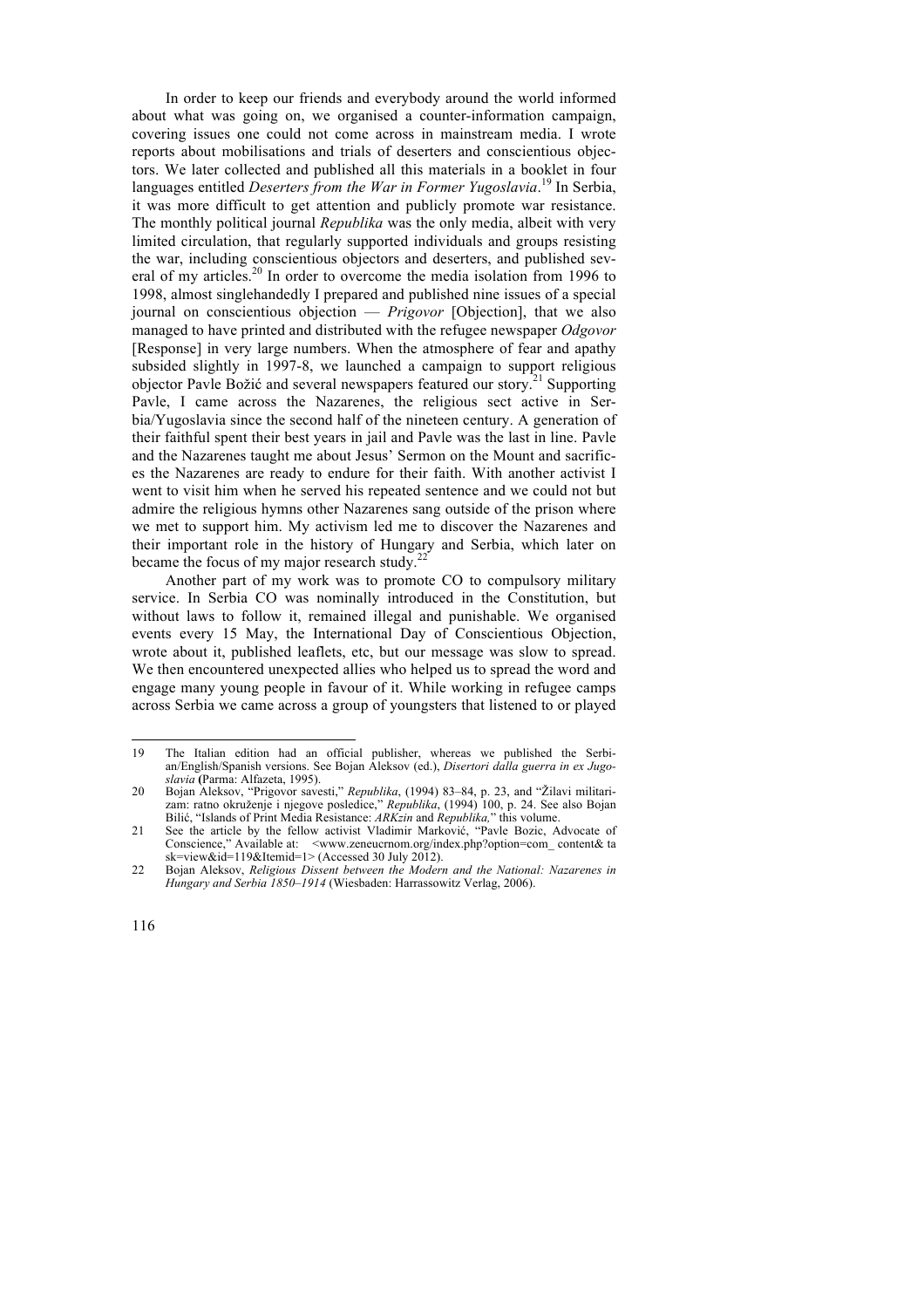In order to keep our friends and everybody around the world informed about what was going on, we organised a counter-information campaign, covering issues one could not come across in mainstream media. I wrote reports about mobilisations and trials of deserters and conscientious objectors. We later collected and published all this materials in a booklet in four languages entitled *Deserters from the War in Former Yugoslavia*.[19] In Serbia, it was more difficult to get attention and publicly promote war resistance. The monthly political journal *Republika* was the only media, albeit with very limited circulation, that regularly supported individuals and groups resisting the war, including conscientious objectors and deserters, and published several of my articles.[20] In order to overcome the media isolation from 1996 to 1998, almost singlehandedly I prepared and published nine issues of a special journal on conscientious objection — *Prigovor* [Objection], that we also managed to have printed and distributed with the refugee newspaper *Odgovor* [Response] in very large numbers. When the atmosphere of fear and apathy subsided slightly in 1997-8, we launched a campaign to support religious objector Pavle Božić and several newspapers featured our story.[21] Supporting Pavle, I came across the Nazarenes, the religious sect active in Serbia/Yugoslavia since the second half of the nineteen century. A generation of their faithful spent their best years in jail and Pavle was the last in line. Pavle and the Nazarenes taught me about Jesus' Sermon on the Mount and sacrifices the Nazarenes are ready to endure for their faith. With another activist I went to visit him when he served his repeated sentence and we could not but admire the religious hymns other Nazarenes sang outside of the prison where we met to support him. My activism led me to discover the Nazarenes and their important role in the history of Hungary and Serbia, which later on became the focus of my major research study.[22]

Another part of my work was to promote CO to compulsory military service. In Serbia CO was nominally introduced in the Constitution, but without laws to follow it, remained illegal and punishable. We organised events every 15 May, the International Day of Conscientious Objection, wrote about it, published leaflets, etc, but our message was slow to spread. We then encountered unexpected allies who helped us to spread the word and engage many young people in favour of it. While working in refugee camps across Serbia we came across a group of youngsters that listened to or played

---

19 The Italian edition had an official publisher, whereas we published the Serbian/English/Spanish versions. See Bojan Aleksov (ed.), *Disertori dalla guerra in ex Jugoslavia* (Parma: Alfazeta, 1995).

20 Bojan Aleksov, "Prigovor savesti," *Republika*, (1994) 83–84, p. 23, and "Žilavi militarizam: ratno okruženje i njegove posledice," *Republika*, (1994) 100, p. 24. See also Bojan Bilić, "Islands of Print Media Resistance: *ARKzin* and *Republika,*" this volume.

21 See the article by the fellow activist Vladimir Marković, "Pavle Bozic, Advocate of Conscience," Available at: <www.zeneucrnom.org/index.php?option=com_ content& task=view&id=119&Itemid=1> (Accessed 30 July 2012).

22 Bojan Aleksov, *Religious Dissent between the Modern and the National: Nazarenes in Hungary and Serbia 1850–1914* (Wiesbaden: Harrassowitz Verlag, 2006).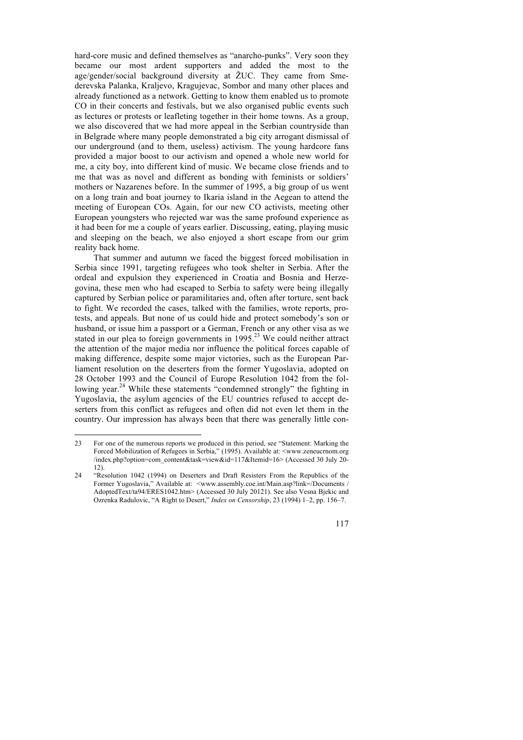hard-core music and defined themselves as "anarcho-punks". Very soon they became our most ardent supporters and added the most to the age/gender/social background diversity at ŽUC. They came from Smederevska Palanka, Kraljevo, Kragujevac, Sombor and many other places and already functioned as a network. Getting to know them enabled us to promote CO in their concerts and festivals, but we also organised public events such as lectures or protests or leafleting together in their home towns. As a group, we also discovered that we had more appeal in the Serbian countryside than in Belgrade where many people demonstrated a big city arrogant dismissal of our underground (and to them, useless) activism. The young hardcore fans provided a major boost to our activism and opened a whole new world for me, a city boy, into different kind of music. We became close friends and to me that was as novel and different as bonding with feminists or soldiers' mothers or Nazarenes before. In the summer of 1995, a big group of us went on a long train and boat journey to Ikaria island in the Aegean to attend the meeting of European COs. Again, for our new CO activists, meeting other European youngsters who rejected war was the same profound experience as it had been for me a couple of years earlier. Discussing, eating, playing music and sleeping on the beach, we also enjoyed a short escape from our grim reality back home.

That summer and autumn we faced the biggest forced mobilisation in Serbia since 1991, targeting refugees who took shelter in Serbia. After the ordeal and expulsion they experienced in Croatia and Bosnia and Herzegovina, these men who had escaped to Serbia to safety were being illegally captured by Serbian police or paramilitaries and, often after torture, sent back to fight. We recorded the cases, talked with the families, wrote reports, protests, and appeals. But none of us could hide and protect somebody's son or husband, or issue him a passport or a German, French or any other visa as we stated in our plea to foreign governments in 1995.[23] We could neither attract the attention of the major media nor influence the political forces capable of making difference, despite some major victories, such as the European Parliament resolution on the deserters from the former Yugoslavia, adopted on 28 October 1993 and the Council of Europe Resolution 1042 from the following year.[24] While these statements "condemned strongly" the fighting in Yugoslavia, the asylum agencies of the EU countries refused to accept deserters from this conflict as refugees and often did not even let them in the country. Our impression has always been that there was generally little con-

---

23 For one of the numerous reports we produced in this period, see "Statement: Marking the Forced Mobilization of Refugees in Serbia," (1995). Available at: <www.zeneucrnom.org/index.php?option=com_content&task=view&id=117&Itemid=16> (Accessed 30 July 2012).

24 "Resolution 1042 (1994) on Deserters and Draft Resisters From the Republics of the Former Yugoslavia," Available at: <www.assembly.coe.int/Main.asp?link=/Documents/AdoptedText/ta94/ERES1042.htm> (Accessed 30 July 20121). See also Vesna Bjekic and Ozrenka Radulovic, "A Right to Desert," *Index on Censorship*, 23 (1994) 1–2, pp. 156–7.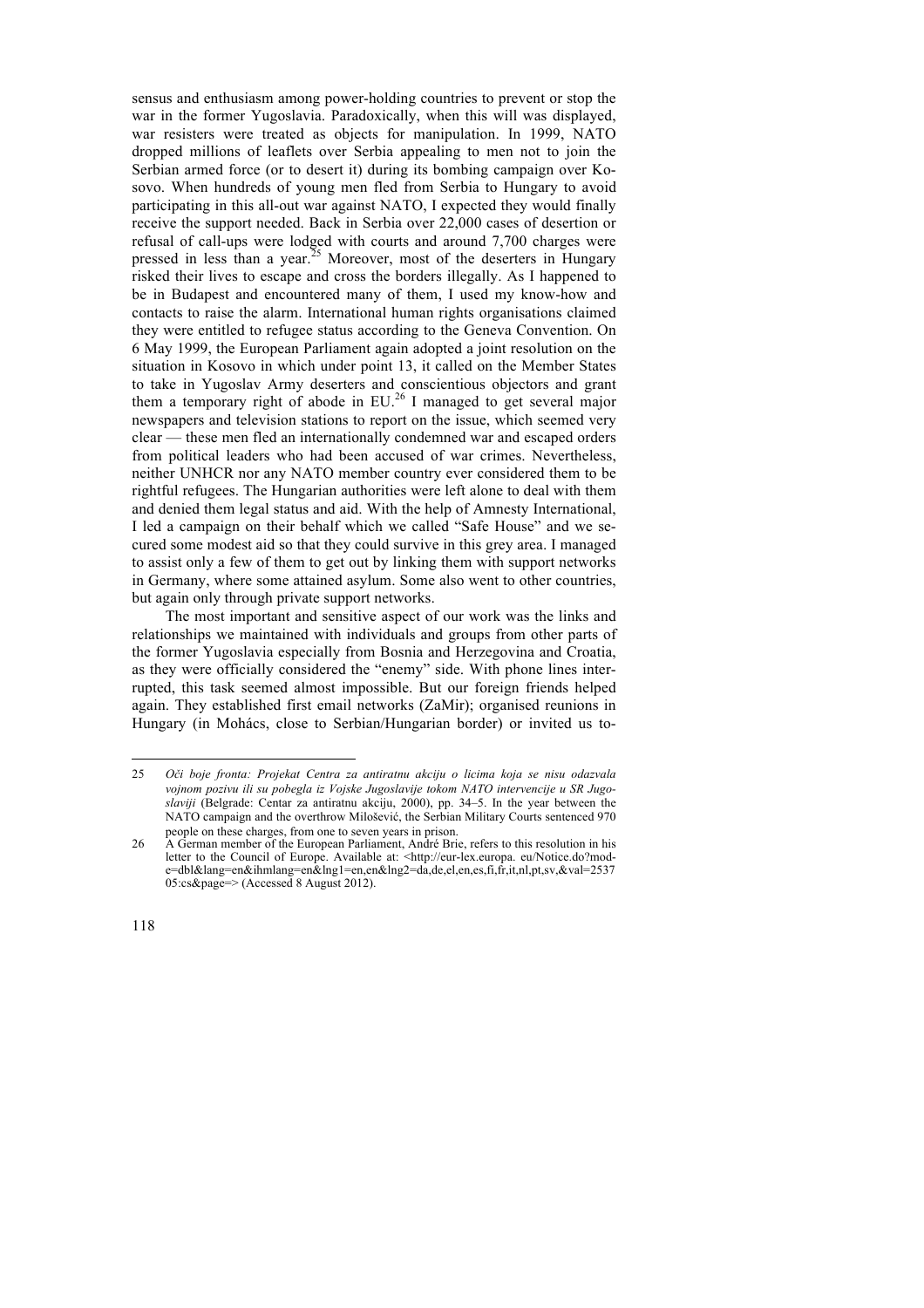sensus and enthusiasm among power-holding countries to prevent or stop the war in the former Yugoslavia. Paradoxically, when this will was displayed, war resisters were treated as objects for manipulation. In 1999, NATO dropped millions of leaflets over Serbia appealing to men not to join the Serbian armed force (or to desert it) during its bombing campaign over Kosovo. When hundreds of young men fled from Serbia to Hungary to avoid participating in this all-out war against NATO, I expected they would finally receive the support needed. Back in Serbia over 22,000 cases of desertion or refusal of call-ups were lodged with courts and around 7,700 charges were pressed in less than a year.[25] Moreover, most of the deserters in Hungary risked their lives to escape and cross the borders illegally. As I happened to be in Budapest and encountered many of them, I used my know-how and contacts to raise the alarm. International human rights organisations claimed they were entitled to refugee status according to the Geneva Convention. On 6 May 1999, the European Parliament again adopted a joint resolution on the situation in Kosovo in which under point 13, it called on the Member States to take in Yugoslav Army deserters and conscientious objectors and grant them a temporary right of abode in EU.[26] I managed to get several major newspapers and television stations to report on the issue, which seemed very clear — these men fled an internationally condemned war and escaped orders from political leaders who had been accused of war crimes. Nevertheless, neither UNHCR nor any NATO member country ever considered them to be rightful refugees. The Hungarian authorities were left alone to deal with them and denied them legal status and aid. With the help of Amnesty International, I led a campaign on their behalf which we called "Safe House" and we secured some modest aid so that they could survive in this grey area. I managed to assist only a few of them to get out by linking them with support networks in Germany, where some attained asylum. Some also went to other countries, but again only through private support networks.

The most important and sensitive aspect of our work was the links and relationships we maintained with individuals and groups from other parts of the former Yugoslavia especially from Bosnia and Herzegovina and Croatia, as they were officially considered the "enemy" side. With phone lines interrupted, this task seemed almost impossible. But our foreign friends helped again. They established first email networks (ZaMir); organised reunions in Hungary (in Mohács, close to Serbian/Hungarian border) or invited us to-

---

25 *Oči boje fronta: Projekat Centra za antiratnu akciju o licima koja se nisu odazvala vojnom pozivu ili su pobegla iz Vojske Jugoslavije tokom NATO intervencije u SR Jugoslaviji* (Belgrade: Centar za antiratnu akciju, 2000), pp. 34–5. In the year between the NATO campaign and the overthrow Milošević, the Serbian Military Courts sentenced 970 people on these charges, from one to seven years in prison.

26 A German member of the European Parliament, André Brie, refers to this resolution in his letter to the Council of Europe. Available at: <http://eur-lex.europa. eu/Notice.do?mode=dbl&lang=en&ihmlang=en&lng1=en,en&lng2=da,de,el,en,es,fi,fr,it,nl,pt,sv,&val=253705:cs&page=> (Accessed 8 August 2012).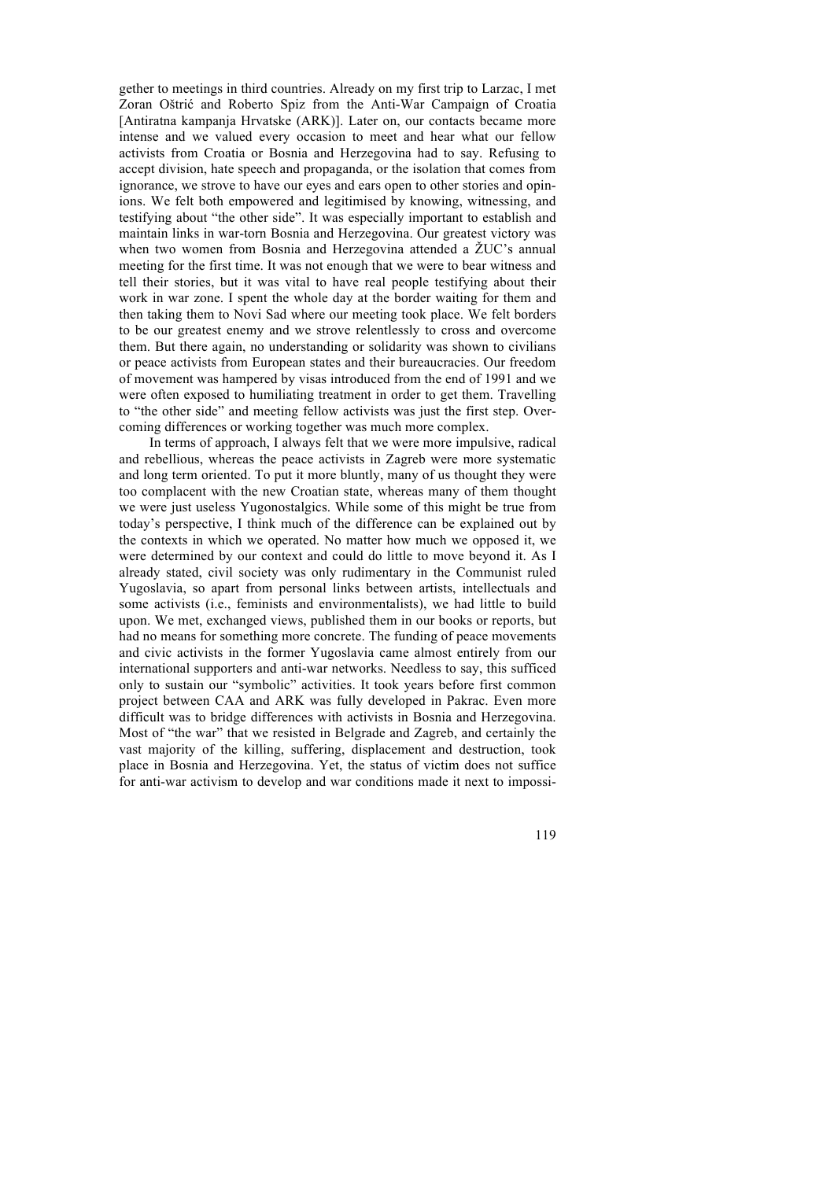gether to meetings in third countries. Already on my first trip to Larzac, I met Zoran Oštrić and Roberto Spiz from the Anti-War Campaign of Croatia [Antiratna kampanja Hrvatske (ARK)]. Later on, our contacts became more intense and we valued every occasion to meet and hear what our fellow activists from Croatia or Bosnia and Herzegovina had to say. Refusing to accept division, hate speech and propaganda, or the isolation that comes from ignorance, we strove to have our eyes and ears open to other stories and opinions. We felt both empowered and legitimised by knowing, witnessing, and testifying about "the other side". It was especially important to establish and maintain links in war-torn Bosnia and Herzegovina. Our greatest victory was when two women from Bosnia and Herzegovina attended a ŽUC's annual meeting for the first time. It was not enough that we were to bear witness and tell their stories, but it was vital to have real people testifying about their work in war zone. I spent the whole day at the border waiting for them and then taking them to Novi Sad where our meeting took place. We felt borders to be our greatest enemy and we strove relentlessly to cross and overcome them. But there again, no understanding or solidarity was shown to civilians or peace activists from European states and their bureaucracies. Our freedom of movement was hampered by visas introduced from the end of 1991 and we were often exposed to humiliating treatment in order to get them. Travelling to "the other side" and meeting fellow activists was just the first step. Overcoming differences or working together was much more complex.

In terms of approach, I always felt that we were more impulsive, radical and rebellious, whereas the peace activists in Zagreb were more systematic and long term oriented. To put it more bluntly, many of us thought they were too complacent with the new Croatian state, whereas many of them thought we were just useless Yugonostalgics. While some of this might be true from today's perspective, I think much of the difference can be explained out by the contexts in which we operated. No matter how much we opposed it, we were determined by our context and could do little to move beyond it. As I already stated, civil society was only rudimentary in the Communist ruled Yugoslavia, so apart from personal links between artists, intellectuals and some activists (i.e., feminists and environmentalists), we had little to build upon. We met, exchanged views, published them in our books or reports, but had no means for something more concrete. The funding of peace movements and civic activists in the former Yugoslavia came almost entirely from our international supporters and anti-war networks. Needless to say, this sufficed only to sustain our "symbolic" activities. It took years before first common project between CAA and ARK was fully developed in Pakrac. Even more difficult was to bridge differences with activists in Bosnia and Herzegovina. Most of "the war" that we resisted in Belgrade and Zagreb, and certainly the vast majority of the killing, suffering, displacement and destruction, took place in Bosnia and Herzegovina. Yet, the status of victim does not suffice for anti-war activism to develop and war conditions made it next to impossi-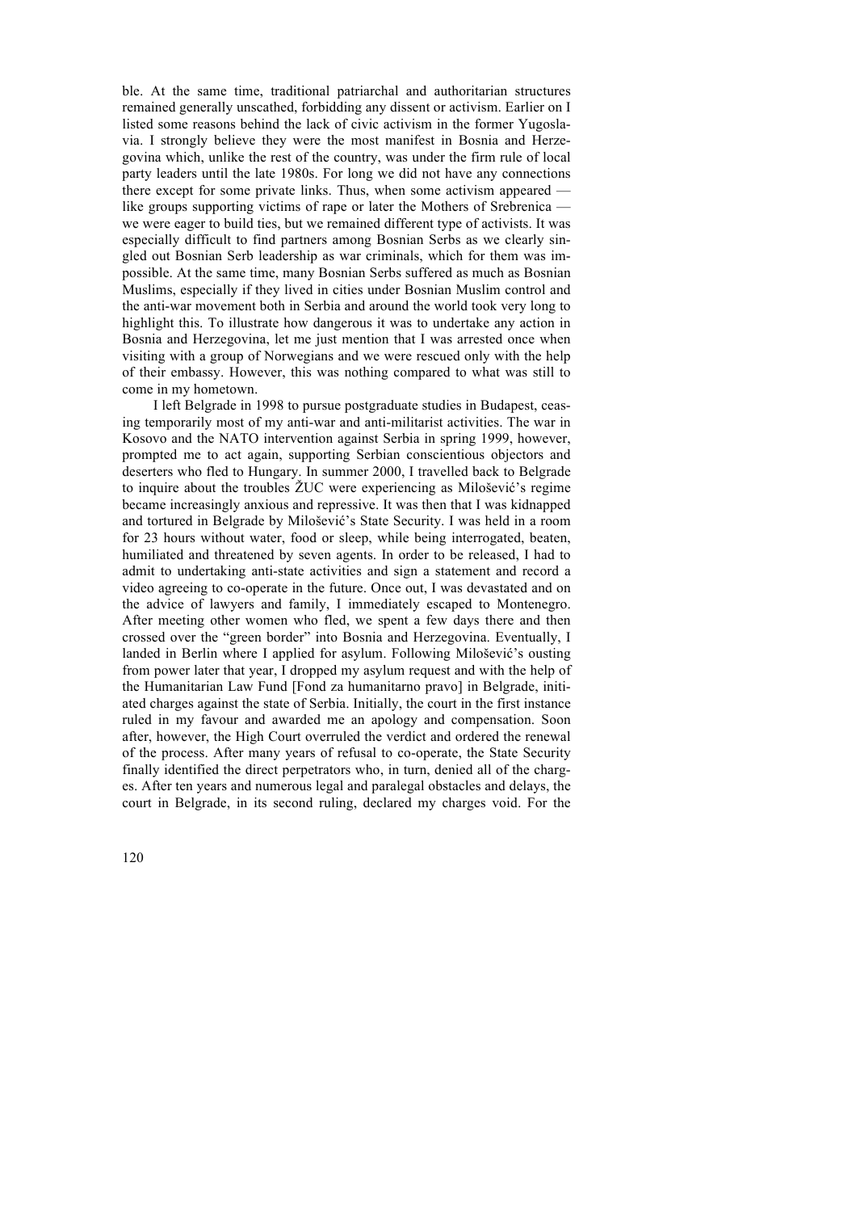ble. At the same time, traditional patriarchal and authoritarian structures remained generally unscathed, forbidding any dissent or activism. Earlier on I listed some reasons behind the lack of civic activism in the former Yugoslavia. I strongly believe they were the most manifest in Bosnia and Herzegovina which, unlike the rest of the country, was under the firm rule of local party leaders until the late 1980s. For long we did not have any connections there except for some private links. Thus, when some activism appeared — like groups supporting victims of rape or later the Mothers of Srebrenica — we were eager to build ties, but we remained different type of activists. It was especially difficult to find partners among Bosnian Serbs as we clearly singled out Bosnian Serb leadership as war criminals, which for them was impossible. At the same time, many Bosnian Serbs suffered as much as Bosnian Muslims, especially if they lived in cities under Bosnian Muslim control and the anti-war movement both in Serbia and around the world took very long to highlight this. To illustrate how dangerous it was to undertake any action in Bosnia and Herzegovina, let me just mention that I was arrested once when visiting with a group of Norwegians and we were rescued only with the help of their embassy. However, this was nothing compared to what was still to come in my hometown.

I left Belgrade in 1998 to pursue postgraduate studies in Budapest, ceasing temporarily most of my anti-war and anti-militarist activities. The war in Kosovo and the NATO intervention against Serbia in spring 1999, however, prompted me to act again, supporting Serbian conscientious objectors and deserters who fled to Hungary. In summer 2000, I travelled back to Belgrade to inquire about the troubles ŽUC were experiencing as Milošević's regime became increasingly anxious and repressive. It was then that I was kidnapped and tortured in Belgrade by Milošević's State Security. I was held in a room for 23 hours without water, food or sleep, while being interrogated, beaten, humiliated and threatened by seven agents. In order to be released, I had to admit to undertaking anti-state activities and sign a statement and record a video agreeing to co-operate in the future. Once out, I was devastated and on the advice of lawyers and family, I immediately escaped to Montenegro. After meeting other women who fled, we spent a few days there and then crossed over the "green border" into Bosnia and Herzegovina. Eventually, I landed in Berlin where I applied for asylum. Following Milošević's ousting from power later that year, I dropped my asylum request and with the help of the Humanitarian Law Fund [Fond za humanitarno pravo] in Belgrade, initiated charges against the state of Serbia. Initially, the court in the first instance ruled in my favour and awarded me an apology and compensation. Soon after, however, the High Court overruled the verdict and ordered the renewal of the process. After many years of refusal to co-operate, the State Security finally identified the direct perpetrators who, in turn, denied all of the charges. After ten years and numerous legal and paralegal obstacles and delays, the court in Belgrade, in its second ruling, declared my charges void. For the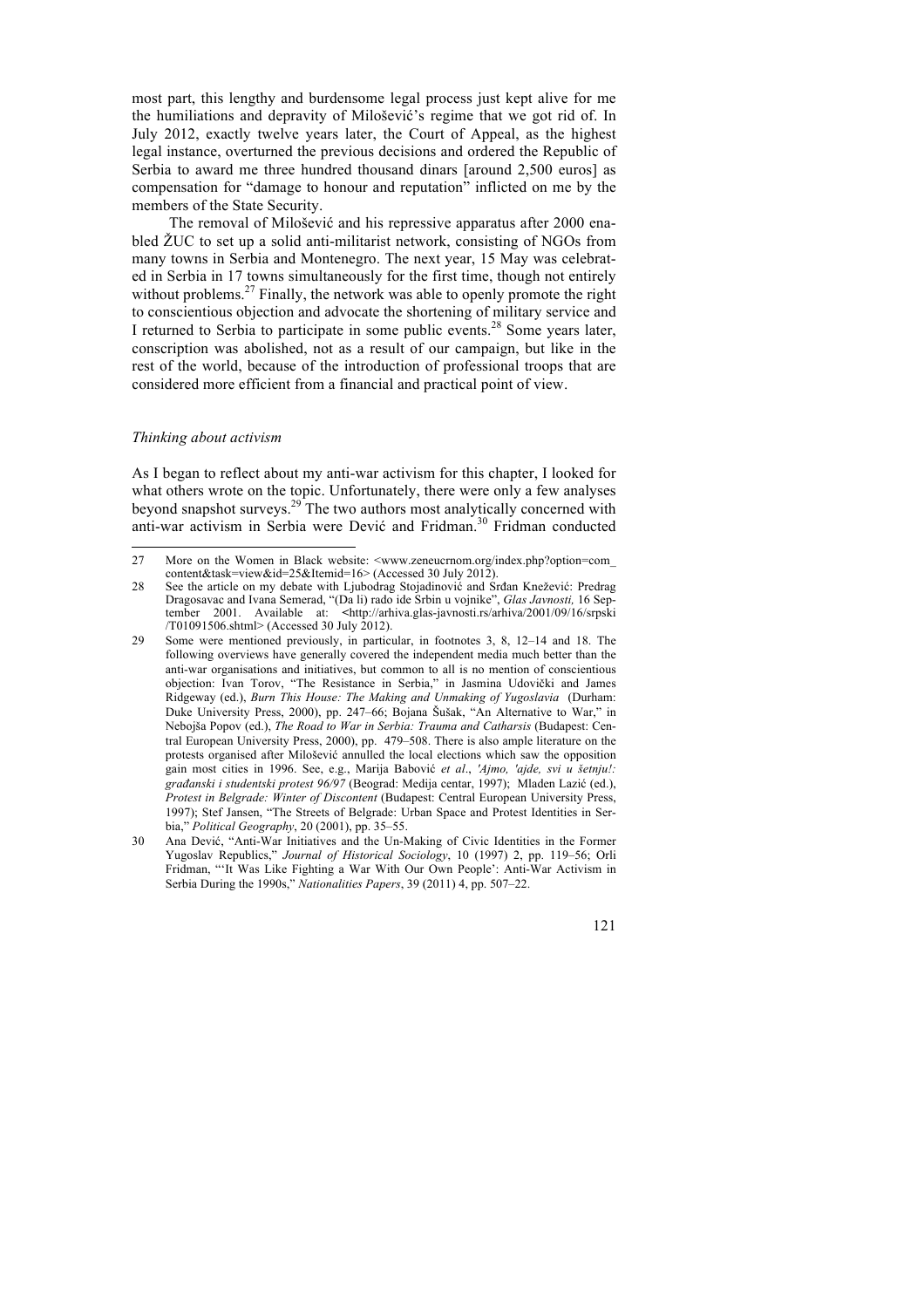most part, this lengthy and burdensome legal process just kept alive for me the humiliations and depravity of Milošević's regime that we got rid of. In July 2012, exactly twelve years later, the Court of Appeal, as the highest legal instance, overturned the previous decisions and ordered the Republic of Serbia to award me three hundred thousand dinars [around 2,500 euros] as compensation for "damage to honour and reputation" inflicted on me by the members of the State Security.

The removal of Milošević and his repressive apparatus after 2000 enabled ŽUC to set up a solid anti-militarist network, consisting of NGOs from many towns in Serbia and Montenegro. The next year, 15 May was celebrated in Serbia in 17 towns simultaneously for the first time, though not entirely without problems.[27] Finally, the network was able to openly promote the right to conscientious objection and advocate the shortening of military service and I returned to Serbia to participate in some public events.[28] Some years later, conscription was abolished, not as a result of our campaign, but like in the rest of the world, because of the introduction of professional troops that are considered more efficient from a financial and practical point of view.

### *Thinking about activism*

As I began to reflect about my anti-war activism for this chapter, I looked for what others wrote on the topic. Unfortunately, there were only a few analyses beyond snapshot surveys.[29] The two authors most analytically concerned with anti-war activism in Serbia were Dević and Fridman.[30] Fridman conducted

---

27 More on the Women in Black website: <www.zeneucrnom.org/index.php?option=com_content&task=view&id=25&Itemid=16> (Accessed 30 July 2012).

28 See the article on my debate with Ljubodrag Stojadinović and Srđan Knežević: Predrag Dragosavac and Ivana Semerad, "(Da li) rado ide Srbin u vojnike", *Glas Javnosti,* 16 September 2001. Available at: <http://arhiva.glas-javnosti.rs/arhiva/2001/09/16/srpski/T01091506.shtml> (Accessed 30 July 2012).

29 Some were mentioned previously, in particular, in footnotes 3, 8, 12–14 and 18. The following overviews have generally covered the independent media much better than the anti-war organisations and initiatives, but common to all is no mention of conscientious objection: Ivan Torov, "The Resistance in Serbia," in Jasmina Udovički and James Ridgeway (ed.), *Burn This House: The Making and Unmaking of Yugoslavia* (Durham: Duke University Press, 2000), pp. 247–66; Bojana Šušak, "An Alternative to War," in Nebojša Popov (ed.), *The Road to War in Serbia: Trauma and Catharsis* (Budapest: Central European University Press, 2000), pp. 479–508. There is also ample literature on the protests organised after Milošević annulled the local elections which saw the opposition gain most cities in 1996. See, e.g., Marija Babović *et al*., *'Ajmo, 'ajde, svi u šetnju!: građanski i studentski protest 96/97* (Beograd: Medija centar, 1997); Mladen Lazić (ed.), *Protest in Belgrade: Winter of Discontent* (Budapest: Central European University Press, 1997); Stef Jansen, "The Streets of Belgrade: Urban Space and Protest Identities in Serbia," *Political Geography*, 20 (2001), pp. 35–55.

30 Ana Dević, "Anti-War Initiatives and the Un-Making of Civic Identities in the Former Yugoslav Republics," *Journal of Historical Sociology*, 10 (1997) 2, pp. 119–56; Orli Fridman, "'It Was Like Fighting a War With Our Own People': Anti-War Activism in Serbia During the 1990s," *Nationalities Papers*, 39 (2011) 4, pp. 507–22.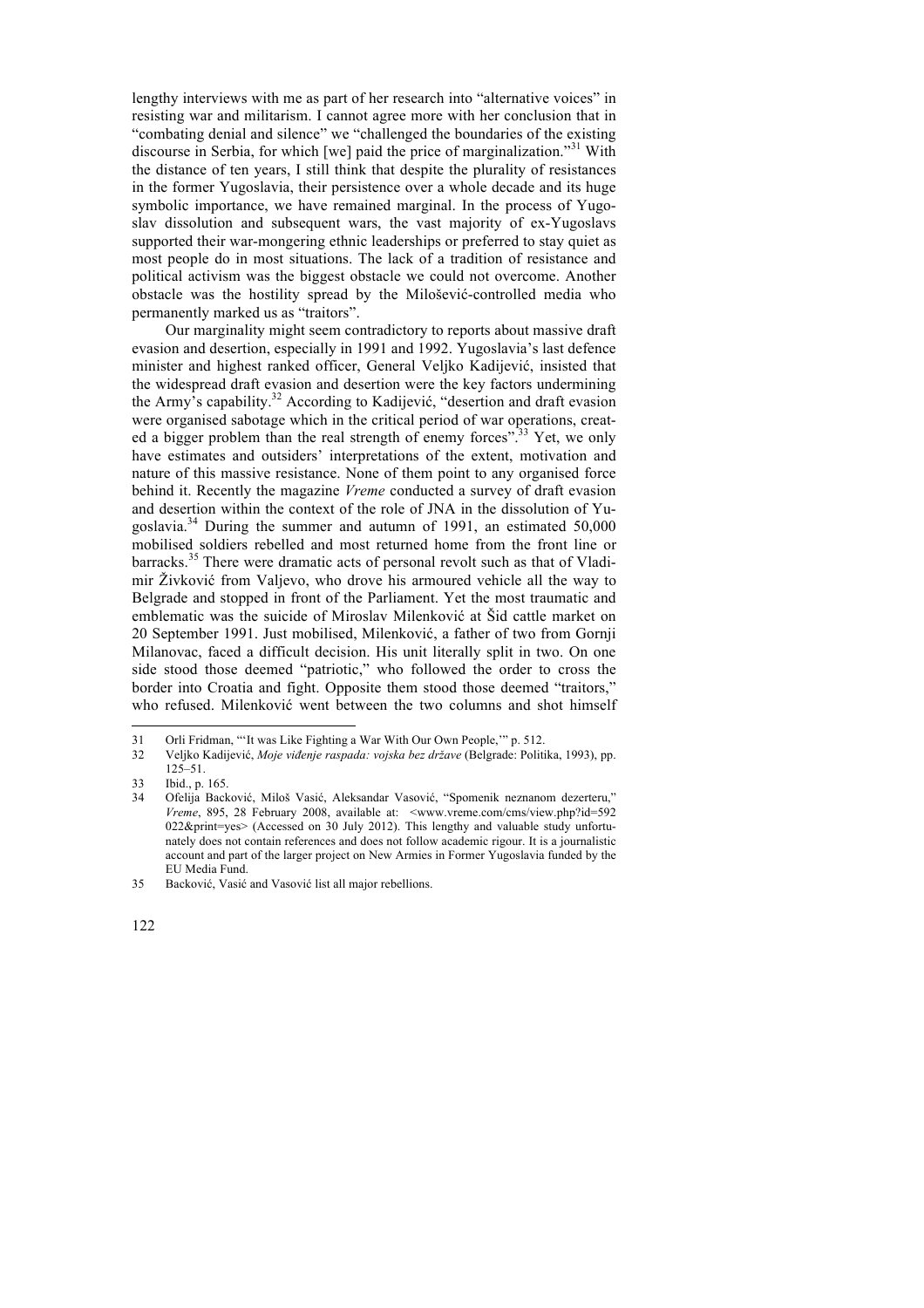lengthy interviews with me as part of her research into "alternative voices" in resisting war and militarism. I cannot agree more with her conclusion that in "combating denial and silence" we "challenged the boundaries of the existing discourse in Serbia, for which [we] paid the price of marginalization."[31] With the distance of ten years, I still think that despite the plurality of resistances in the former Yugoslavia, their persistence over a whole decade and its huge symbolic importance, we have remained marginal. In the process of Yugoslav dissolution and subsequent wars, the vast majority of ex-Yugoslavs supported their war-mongering ethnic leaderships or preferred to stay quiet as most people do in most situations. The lack of a tradition of resistance and political activism was the biggest obstacle we could not overcome. Another obstacle was the hostility spread by the Milošević-controlled media who permanently marked us as "traitors".

Our marginality might seem contradictory to reports about massive draft evasion and desertion, especially in 1991 and 1992. Yugoslavia's last defence minister and highest ranked officer, General Veljko Kadijević, insisted that the widespread draft evasion and desertion were the key factors undermining the Army's capability.[32] According to Kadijević, "desertion and draft evasion were organised sabotage which in the critical period of war operations, created a bigger problem than the real strength of enemy forces".[33] Yet, we only have estimates and outsiders' interpretations of the extent, motivation and nature of this massive resistance. None of them point to any organised force behind it. Recently the magazine *Vreme* conducted a survey of draft evasion and desertion within the context of the role of JNA in the dissolution of Yugoslavia.[34] During the summer and autumn of 1991, an estimated 50,000 mobilised soldiers rebelled and most returned home from the front line or barracks.[35] There were dramatic acts of personal revolt such as that of Vladimir Živković from Valjevo, who drove his armoured vehicle all the way to Belgrade and stopped in front of the Parliament. Yet the most traumatic and emblematic was the suicide of Miroslav Milenković at Šid cattle market on 20 September 1991. Just mobilised, Milenković, a father of two from Gornji Milanovac, faced a difficult decision. His unit literally split in two. On one side stood those deemed "patriotic," who followed the order to cross the border into Croatia and fight. Opposite them stood those deemed "traitors," who refused. Milenković went between the two columns and shot himself

---

31 Orli Fridman, "'It was Like Fighting a War With Our Own People,'" p. 512.

32 Veljko Kadijević, *Moje viđenje raspada: vojska bez države* (Belgrade: Politika, 1993), pp. 125–51.

33 Ibid., p. 165.

34 Ofelija Backović, Miloš Vasić, Aleksandar Vasović, "Spomenik neznanom dezerteru," *Vreme*, 895, 28 February 2008, available at: <www.vreme.com/cms/view.php?id=592022&print=yes> (Accessed on 30 July 2012). This lengthy and valuable study unfortunately does not contain references and does not follow academic rigour. It is a journalistic account and part of the larger project on New Armies in Former Yugoslavia funded by the EU Media Fund.

35 Backović, Vasić and Vasović list all major rebellions.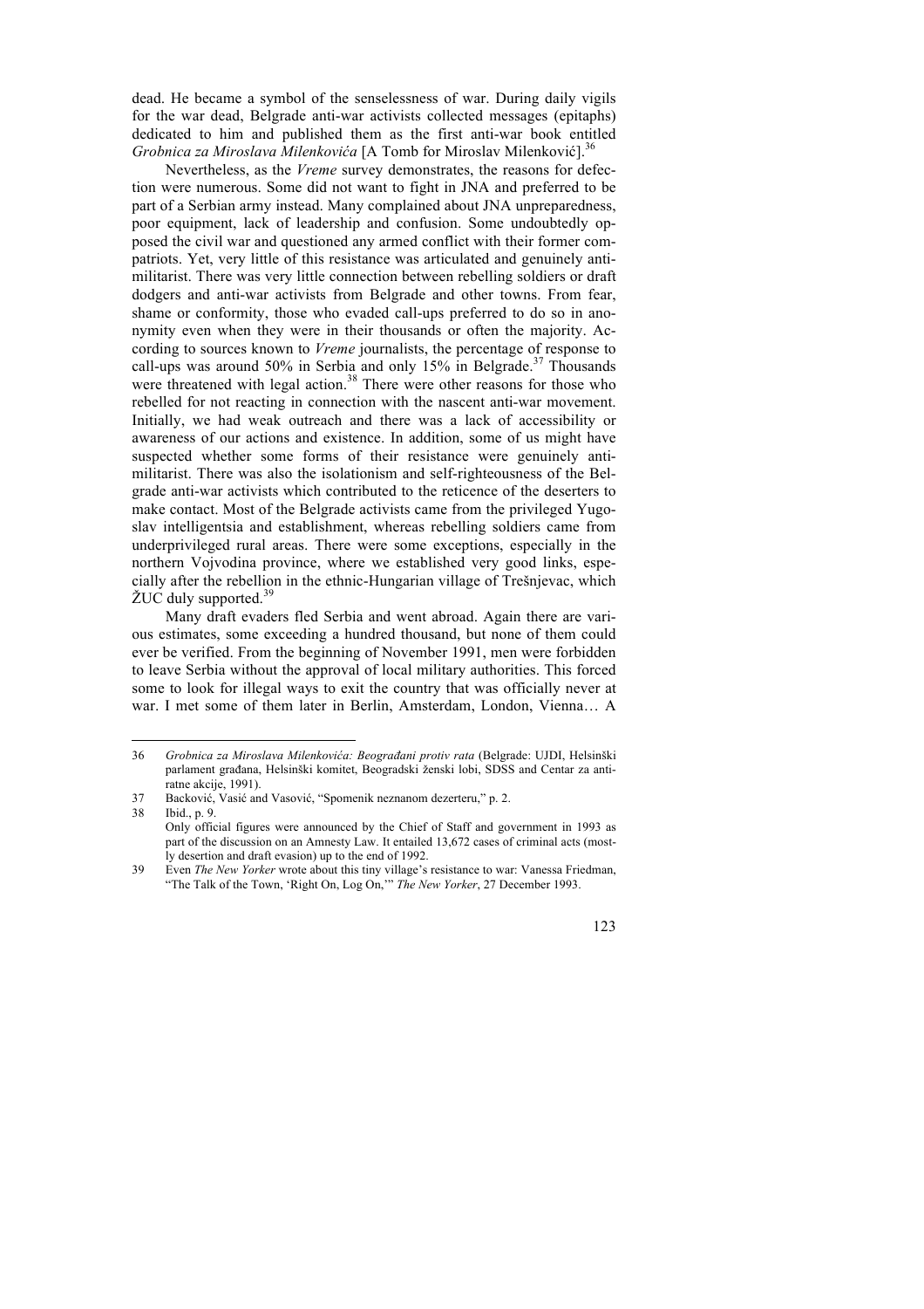dead. He became a symbol of the senselessness of war. During daily vigils for the war dead, Belgrade anti-war activists collected messages (epitaphs) dedicated to him and published them as the first anti-war book entitled *Grobnica za Miroslava Milenkovića* [A Tomb for Miroslav Milenković].[36]

Nevertheless, as the *Vreme* survey demonstrates, the reasons for defection were numerous. Some did not want to fight in JNA and preferred to be part of a Serbian army instead. Many complained about JNA unpreparedness, poor equipment, lack of leadership and confusion. Some undoubtedly opposed the civil war and questioned any armed conflict with their former compatriots. Yet, very little of this resistance was articulated and genuinely anti-militarist. There was very little connection between rebelling soldiers or draft dodgers and anti-war activists from Belgrade and other towns. From fear, shame or conformity, those who evaded call-ups preferred to do so in anonymity even when they were in their thousands or often the majority. According to sources known to *Vreme* journalists, the percentage of response to call-ups was around 50% in Serbia and only 15% in Belgrade.[37] Thousands were threatened with legal action.[38] There were other reasons for those who rebelled for not reacting in connection with the nascent anti-war movement. Initially, we had weak outreach and there was a lack of accessibility or awareness of our actions and existence. In addition, some of us might have suspected whether some forms of their resistance were genuinely anti-militarist. There was also the isolationism and self-righteousness of the Belgrade anti-war activists which contributed to the reticence of the deserters to make contact. Most of the Belgrade activists came from the privileged Yugoslav intelligentsia and establishment, whereas rebelling soldiers came from underprivileged rural areas. There were some exceptions, especially in the northern Vojvodina province, where we established very good links, especially after the rebellion in the ethnic-Hungarian village of Trešnjevac, which ŽUC duly supported.[39]

Many draft evaders fled Serbia and went abroad. Again there are various estimates, some exceeding a hundred thousand, but none of them could ever be verified. From the beginning of November 1991, men were forbidden to leave Serbia without the approval of local military authorities. This forced some to look for illegal ways to exit the country that was officially never at war. I met some of them later in Berlin, Amsterdam, London, Vienna… A

---

36 *Grobnica za Miroslava Milenkovića: Beograđani protiv rata* (Belgrade: UJDI, Helsinški parlament građana, Helsinški komitet, Beogradski ženski lobi, SDSS and Centar za antiratne akcije, 1991).

37 Backović, Vasić and Vasović, "Spomenik neznanom dezerteru," p. 2.

38 Ibid., p. 9.
Only official figures were announced by the Chief of Staff and government in 1993 as part of the discussion on an Amnesty Law. It entailed 13,672 cases of criminal acts (mostly desertion and draft evasion) up to the end of 1992.

39 Even *The New Yorker* wrote about this tiny village's resistance to war: Vanessa Friedman, "The Talk of the Town, 'Right On, Log On,'" *The New Yorker*, 27 December 1993.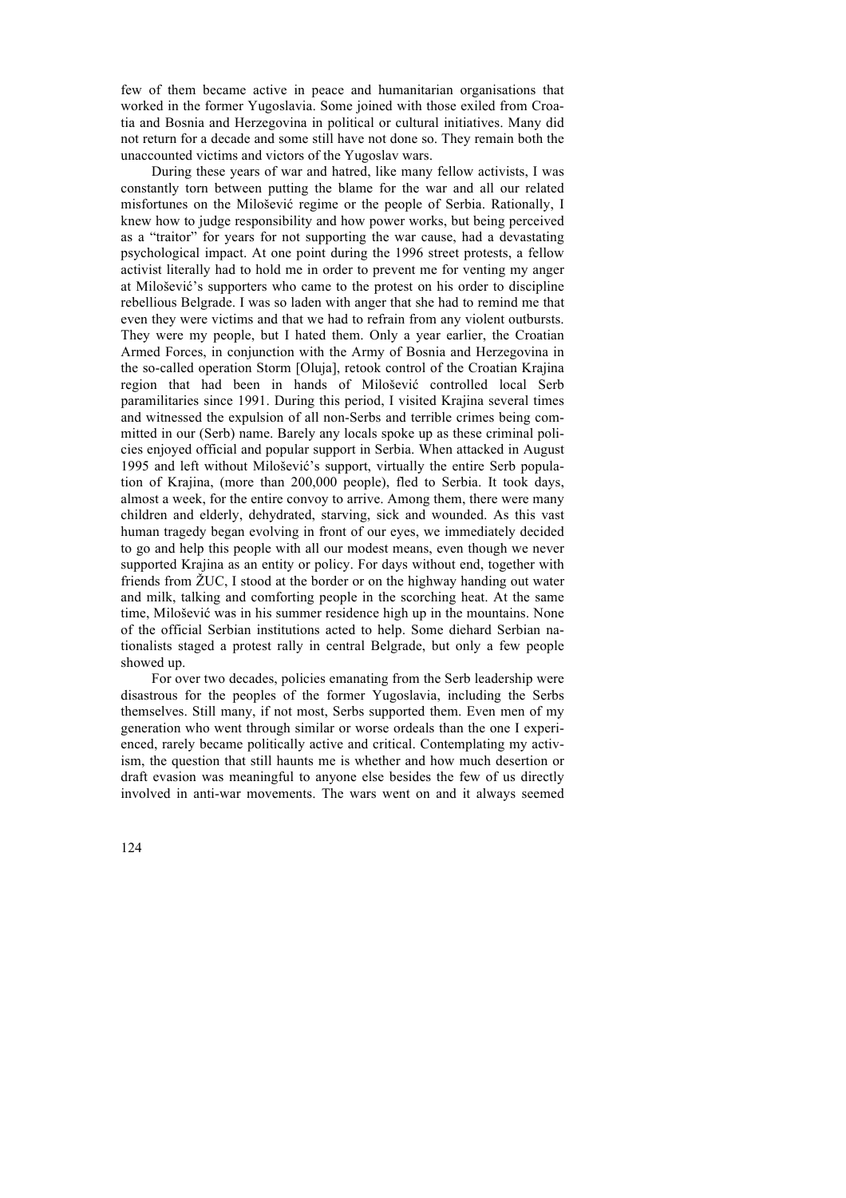few of them became active in peace and humanitarian organisations that worked in the former Yugoslavia. Some joined with those exiled from Croatia and Bosnia and Herzegovina in political or cultural initiatives. Many did not return for a decade and some still have not done so. They remain both the unaccounted victims and victors of the Yugoslav wars.

During these years of war and hatred, like many fellow activists, I was constantly torn between putting the blame for the war and all our related misfortunes on the Milošević regime or the people of Serbia. Rationally, I knew how to judge responsibility and how power works, but being perceived as a "traitor" for years for not supporting the war cause, had a devastating psychological impact. At one point during the 1996 street protests, a fellow activist literally had to hold me in order to prevent me for venting my anger at Milošević's supporters who came to the protest on his order to discipline rebellious Belgrade. I was so laden with anger that she had to remind me that even they were victims and that we had to refrain from any violent outbursts. They were my people, but I hated them. Only a year earlier, the Croatian Armed Forces, in conjunction with the Army of Bosnia and Herzegovina in the so-called operation Storm [Oluja], retook control of the Croatian Krajina region that had been in hands of Milošević controlled local Serb paramilitaries since 1991. During this period, I visited Krajina several times and witnessed the expulsion of all non-Serbs and terrible crimes being committed in our (Serb) name. Barely any locals spoke up as these criminal policies enjoyed official and popular support in Serbia. When attacked in August 1995 and left without Milošević's support, virtually the entire Serb population of Krajina, (more than 200,000 people), fled to Serbia. It took days, almost a week, for the entire convoy to arrive. Among them, there were many children and elderly, dehydrated, starving, sick and wounded. As this vast human tragedy began evolving in front of our eyes, we immediately decided to go and help this people with all our modest means, even though we never supported Krajina as an entity or policy. For days without end, together with friends from ŽUC, I stood at the border or on the highway handing out water and milk, talking and comforting people in the scorching heat. At the same time, Milošević was in his summer residence high up in the mountains. None of the official Serbian institutions acted to help. Some diehard Serbian nationalists staged a protest rally in central Belgrade, but only a few people showed up.

For over two decades, policies emanating from the Serb leadership were disastrous for the peoples of the former Yugoslavia, including the Serbs themselves. Still many, if not most, Serbs supported them. Even men of my generation who went through similar or worse ordeals than the one I experienced, rarely became politically active and critical. Contemplating my activism, the question that still haunts me is whether and how much desertion or draft evasion was meaningful to anyone else besides the few of us directly involved in anti-war movements. The wars went on and it always seemed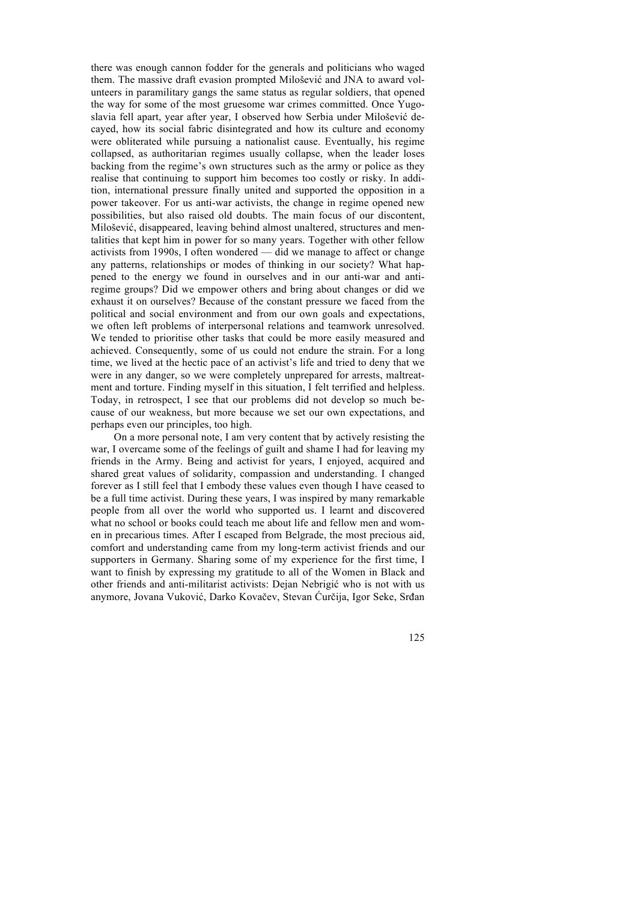there was enough cannon fodder for the generals and politicians who waged them. The massive draft evasion prompted Milošević and JNA to award volunteers in paramilitary gangs the same status as regular soldiers, that opened the way for some of the most gruesome war crimes committed. Once Yugoslavia fell apart, year after year, I observed how Serbia under Milošević decayed, how its social fabric disintegrated and how its culture and economy were obliterated while pursuing a nationalist cause. Eventually, his regime collapsed, as authoritarian regimes usually collapse, when the leader loses backing from the regime's own structures such as the army or police as they realise that continuing to support him becomes too costly or risky. In addition, international pressure finally united and supported the opposition in a power takeover. For us anti-war activists, the change in regime opened new possibilities, but also raised old doubts. The main focus of our discontent, Milošević, disappeared, leaving behind almost unaltered, structures and mentalities that kept him in power for so many years. Together with other fellow activists from 1990s, I often wondered — did we manage to affect or change any patterns, relationships or modes of thinking in our society? What happened to the energy we found in ourselves and in our anti-war and anti-regime groups? Did we empower others and bring about changes or did we exhaust it on ourselves? Because of the constant pressure we faced from the political and social environment and from our own goals and expectations, we often left problems of interpersonal relations and teamwork unresolved. We tended to prioritise other tasks that could be more easily measured and achieved. Consequently, some of us could not endure the strain. For a long time, we lived at the hectic pace of an activist's life and tried to deny that we were in any danger, so we were completely unprepared for arrests, maltreatment and torture. Finding myself in this situation, I felt terrified and helpless. Today, in retrospect, I see that our problems did not develop so much because of our weakness, but more because we set our own expectations, and perhaps even our principles, too high.

On a more personal note, I am very content that by actively resisting the war, I overcame some of the feelings of guilt and shame I had for leaving my friends in the Army. Being and activist for years, I enjoyed, acquired and shared great values of solidarity, compassion and understanding. I changed forever as I still feel that I embody these values even though I have ceased to be a full time activist. During these years, I was inspired by many remarkable people from all over the world who supported us. I learnt and discovered what no school or books could teach me about life and fellow men and women in precarious times. After I escaped from Belgrade, the most precious aid, comfort and understanding came from my long-term activist friends and our supporters in Germany. Sharing some of my experience for the first time, I want to finish by expressing my gratitude to all of the Women in Black and other friends and anti-militarist activists: Dejan Nebrigić who is not with us anymore, Jovana Vuković, Darko Kovačev, Stevan Ćurčija, Igor Seke, Srđan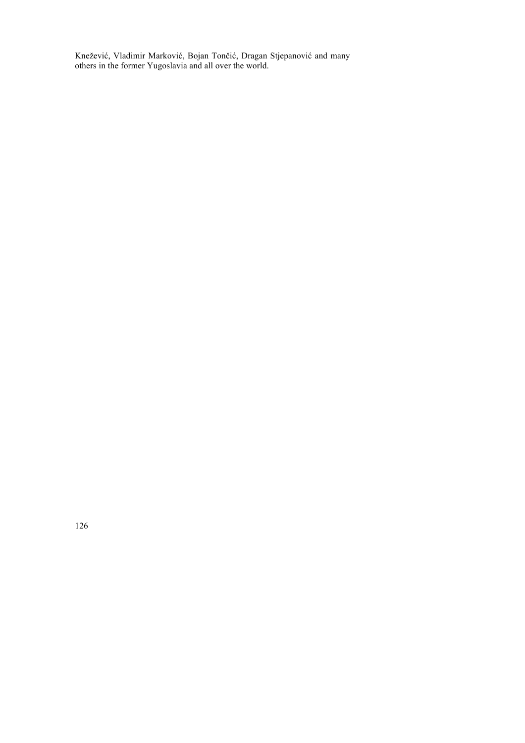Knežević, Vladimir Marković, Bojan Tončić, Dragan Stjepanović and many others in the former Yugoslavia and all over the world.